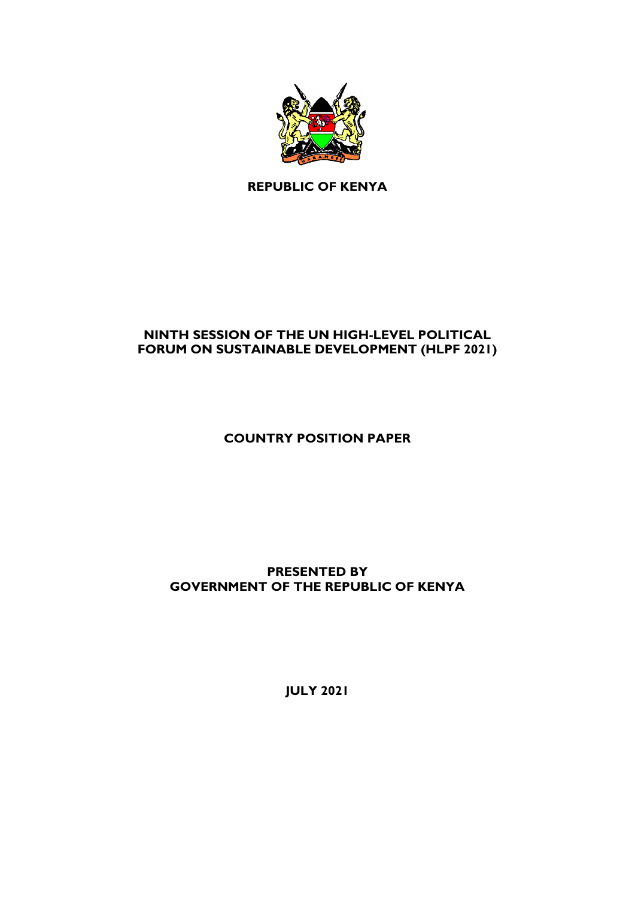**REPUBLIC OF KENYA**

**NINTH SESSION OF THE UN HIGH-LEVEL POLITICAL FORUM ON SUSTAINABLE DEVELOPMENT (HLPF 2021)**

**COUNTRY POSITION PAPER**

**PRESENTED BY**
**GOVERNMENT OF THE REPUBLIC OF KENYA**

**JULY 2021**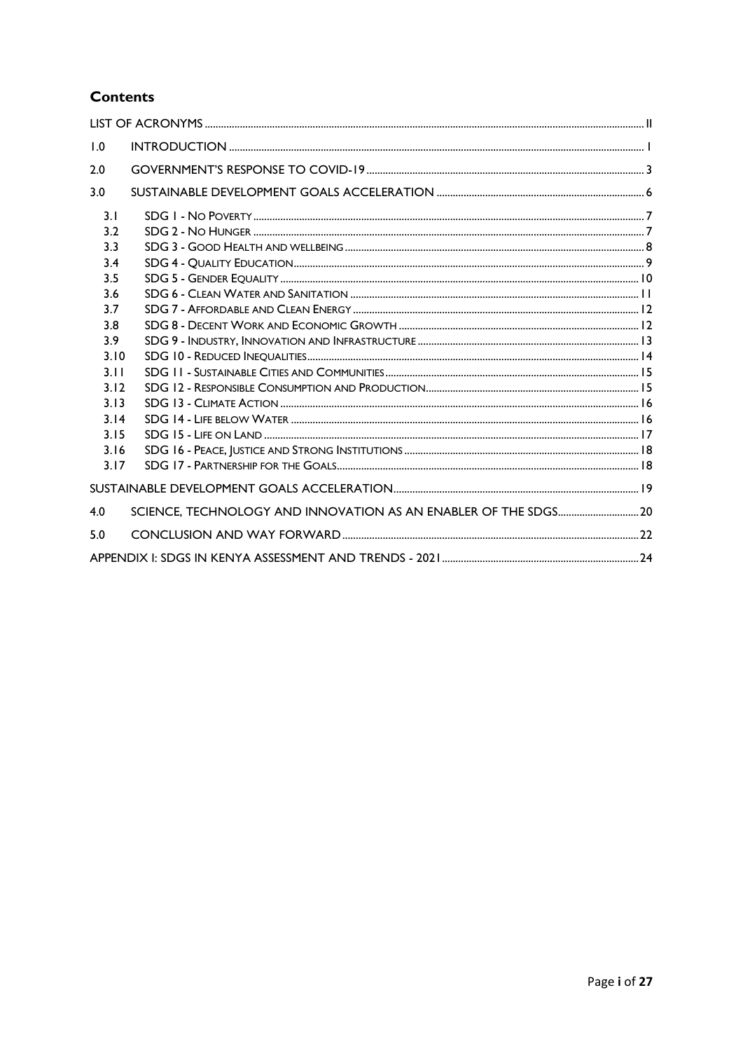# Contents

| | | |
|---|---|---|
| LIST OF ACRONYMS | | II |
| 1.0 | INTRODUCTION | 1 |
| 2.0 | GOVERNMENT'S RESPONSE TO COVID-19 | 3 |
| 3.0 | SUSTAINABLE DEVELOPMENT GOALS ACCELERATION | 6 |
| 3.1 | SDG 1 - NO POVERTY | 7 |
| 3.2 | SDG 2 - NO HUNGER | 7 |
| 3.3 | SDG 3 - GOOD HEALTH AND WELLBEING | 8 |
| 3.4 | SDG 4 - QUALITY EDUCATION | 9 |
| 3.5 | SDG 5 - GENDER EQUALITY | 10 |
| 3.6 | SDG 6 - CLEAN WATER AND SANITATION | 11 |
| 3.7 | SDG 7 - AFFORDABLE AND CLEAN ENERGY | 12 |
| 3.8 | SDG 8 - DECENT WORK AND ECONOMIC GROWTH | 12 |
| 3.9 | SDG 9 - INDUSTRY, INNOVATION AND INFRASTRUCTURE | 13 |
| 3.10 | SDG 10 - REDUCED INEQUALITIES | 14 |
| 3.11 | SDG 11 - SUSTAINABLE CITIES AND COMMUNITIES | 15 |
| 3.12 | SDG 12 - RESPONSIBLE CONSUMPTION AND PRODUCTION | 15 |
| 3.13 | SDG 13 - CLIMATE ACTION | 16 |
| 3.14 | SDG 14 - LIFE BELOW WATER | 16 |
| 3.15 | SDG 15 - LIFE ON LAND | 17 |
| 3.16 | SDG 16 - PEACE, JUSTICE AND STRONG INSTITUTIONS | 18 |
| 3.17 | SDG 17 - PARTNERSHIP FOR THE GOALS | 18 |
| SUSTAINABLE DEVELOPMENT GOALS ACCELERATION | | 19 |
| 4.0 | SCIENCE, TECHNOLOGY AND INNOVATION AS AN ENABLER OF THE SDGS | 20 |
| 5.0 | CONCLUSION AND WAY FORWARD | 22 |
| APPENDIX I: SDGS IN KENYA ASSESSMENT AND TRENDS - 2021 | | 24 |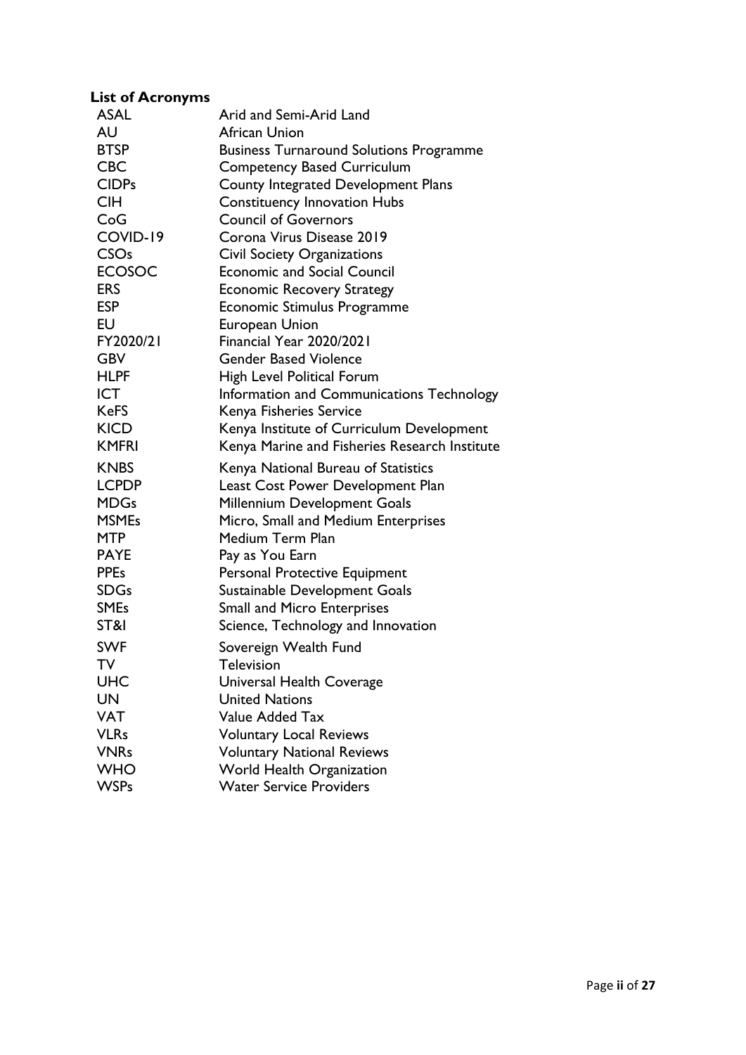## List of Acronyms

| | |
|---|---|
| ASAL | Arid and Semi-Arid Land |
| AU | African Union |
| BTSP | Business Turnaround Solutions Programme |
| CBC | Competency Based Curriculum |
| CIDPs | County Integrated Development Plans |
| CIH | Constituency Innovation Hubs |
| CoG | Council of Governors |
| COVID-19 | Corona Virus Disease 2019 |
| CSOs | Civil Society Organizations |
| ECOSOC | Economic and Social Council |
| ERS | Economic Recovery Strategy |
| ESP | Economic Stimulus Programme |
| EU | European Union |
| FY2020/21 | Financial Year 2020/2021 |
| GBV | Gender Based Violence |
| HLPF | High Level Political Forum |
| ICT | Information and Communications Technology |
| KeFS | Kenya Fisheries Service |
| KICD | Kenya Institute of Curriculum Development |
| KMFRI | Kenya Marine and Fisheries Research Institute |
| KNBS | Kenya National Bureau of Statistics |
| LCPDP | Least Cost Power Development Plan |
| MDGs | Millennium Development Goals |
| MSMEs | Micro, Small and Medium Enterprises |
| MTP | Medium Term Plan |
| PAYE | Pay as You Earn |
| PPEs | Personal Protective Equipment |
| SDGs | Sustainable Development Goals |
| SMEs | Small and Micro Enterprises |
| ST&I | Science, Technology and Innovation |
| SWF | Sovereign Wealth Fund |
| TV | Television |
| UHC | Universal Health Coverage |
| UN | United Nations |
| VAT | Value Added Tax |
| VLRs | Voluntary Local Reviews |
| VNRs | Voluntary National Reviews |
| WHO | World Health Organization |
| WSPs | Water Service Providers |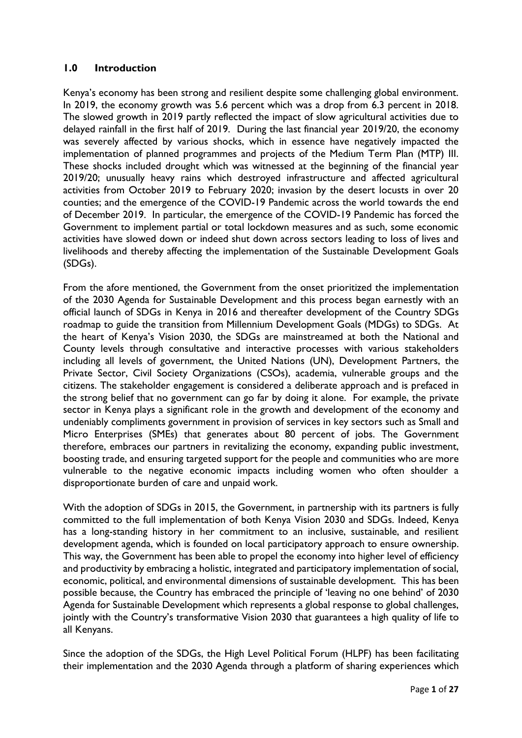## 1.0 Introduction

Kenya's economy has been strong and resilient despite some challenging global environment. In 2019, the economy growth was 5.6 percent which was a drop from 6.3 percent in 2018. The slowed growth in 2019 partly reflected the impact of slow agricultural activities due to delayed rainfall in the first half of 2019. During the last financial year 2019/20, the economy was severely affected by various shocks, which in essence have negatively impacted the implementation of planned programmes and projects of the Medium Term Plan (MTP) III. These shocks included drought which was witnessed at the beginning of the financial year 2019/20; unusually heavy rains which destroyed infrastructure and affected agricultural activities from October 2019 to February 2020; invasion by the desert locusts in over 20 counties; and the emergence of the COVID-19 Pandemic across the world towards the end of December 2019. In particular, the emergence of the COVID-19 Pandemic has forced the Government to implement partial or total lockdown measures and as such, some economic activities have slowed down or indeed shut down across sectors leading to loss of lives and livelihoods and thereby affecting the implementation of the Sustainable Development Goals (SDGs).

From the afore mentioned, the Government from the onset prioritized the implementation of the 2030 Agenda for Sustainable Development and this process began earnestly with an official launch of SDGs in Kenya in 2016 and thereafter development of the Country SDGs roadmap to guide the transition from Millennium Development Goals (MDGs) to SDGs. At the heart of Kenya's Vision 2030, the SDGs are mainstreamed at both the National and County levels through consultative and interactive processes with various stakeholders including all levels of government, the United Nations (UN), Development Partners, the Private Sector, Civil Society Organizations (CSOs), academia, vulnerable groups and the citizens. The stakeholder engagement is considered a deliberate approach and is prefaced in the strong belief that no government can go far by doing it alone. For example, the private sector in Kenya plays a significant role in the growth and development of the economy and undeniably compliments government in provision of services in key sectors such as Small and Micro Enterprises (SMEs) that generates about 80 percent of jobs. The Government therefore, embraces our partners in revitalizing the economy, expanding public investment, boosting trade, and ensuring targeted support for the people and communities who are more vulnerable to the negative economic impacts including women who often shoulder a disproportionate burden of care and unpaid work.

With the adoption of SDGs in 2015, the Government, in partnership with its partners is fully committed to the full implementation of both Kenya Vision 2030 and SDGs. Indeed, Kenya has a long-standing history in her commitment to an inclusive, sustainable, and resilient development agenda, which is founded on local participatory approach to ensure ownership. This way, the Government has been able to propel the economy into higher level of efficiency and productivity by embracing a holistic, integrated and participatory implementation of social, economic, political, and environmental dimensions of sustainable development. This has been possible because, the Country has embraced the principle of 'leaving no one behind' of 2030 Agenda for Sustainable Development which represents a global response to global challenges, jointly with the Country's transformative Vision 2030 that guarantees a high quality of life to all Kenyans.

Since the adoption of the SDGs, the High Level Political Forum (HLPF) has been facilitating their implementation and the 2030 Agenda through a platform of sharing experiences which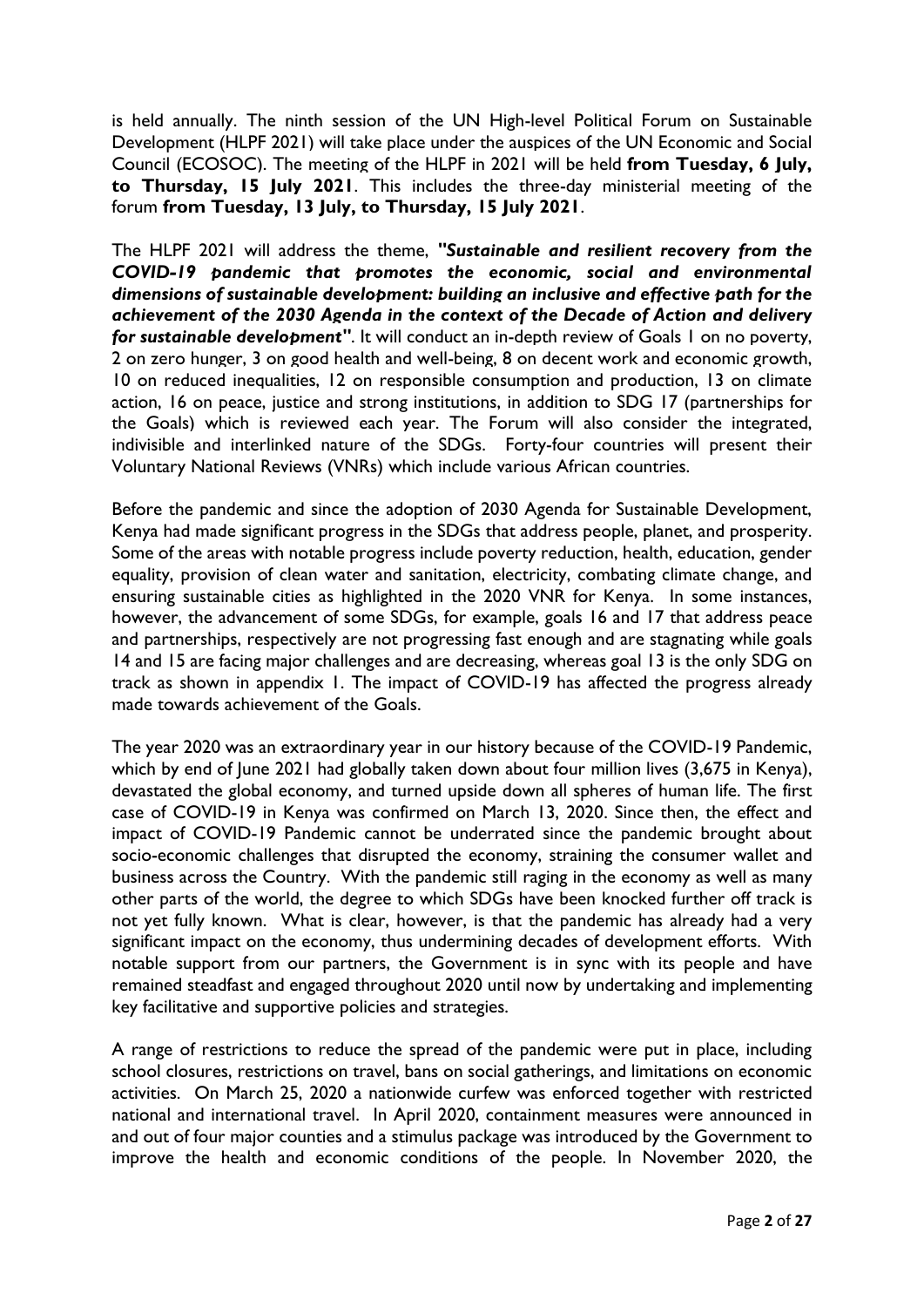is held annually. The ninth session of the UN High-level Political Forum on Sustainable Development (HLPF 2021) will take place under the auspices of the UN Economic and Social Council (ECOSOC). The meeting of the HLPF in 2021 will be held **from Tuesday, 6 July, to Thursday, 15 July 2021**. This includes the three-day ministerial meeting of the forum **from Tuesday, 13 July, to Thursday, 15 July 2021**.

The HLPF 2021 will address the theme, ***"Sustainable and resilient recovery from the COVID-19 pandemic that promotes the economic, social and environmental dimensions of sustainable development: building an inclusive and effective path for the achievement of the 2030 Agenda in the context of the Decade of Action and delivery for sustainable development"***. It will conduct an in-depth review of Goals 1 on no poverty, 2 on zero hunger, 3 on good health and well-being, 8 on decent work and economic growth, 10 on reduced inequalities, 12 on responsible consumption and production, 13 on climate action, 16 on peace, justice and strong institutions, in addition to SDG 17 (partnerships for the Goals) which is reviewed each year. The Forum will also consider the integrated, indivisible and interlinked nature of the SDGs. Forty-four countries will present their Voluntary National Reviews (VNRs) which include various African countries.

Before the pandemic and since the adoption of 2030 Agenda for Sustainable Development, Kenya had made significant progress in the SDGs that address people, planet, and prosperity. Some of the areas with notable progress include poverty reduction, health, education, gender equality, provision of clean water and sanitation, electricity, combating climate change, and ensuring sustainable cities as highlighted in the 2020 VNR for Kenya. In some instances, however, the advancement of some SDGs, for example, goals 16 and 17 that address peace and partnerships, respectively are not progressing fast enough and are stagnating while goals 14 and 15 are facing major challenges and are decreasing, whereas goal 13 is the only SDG on track as shown in appendix 1. The impact of COVID-19 has affected the progress already made towards achievement of the Goals.

The year 2020 was an extraordinary year in our history because of the COVID-19 Pandemic, which by end of June 2021 had globally taken down about four million lives (3,675 in Kenya), devastated the global economy, and turned upside down all spheres of human life. The first case of COVID-19 in Kenya was confirmed on March 13, 2020. Since then, the effect and impact of COVID-19 Pandemic cannot be underrated since the pandemic brought about socio-economic challenges that disrupted the economy, straining the consumer wallet and business across the Country. With the pandemic still raging in the economy as well as many other parts of the world, the degree to which SDGs have been knocked further off track is not yet fully known. What is clear, however, is that the pandemic has already had a very significant impact on the economy, thus undermining decades of development efforts. With notable support from our partners, the Government is in sync with its people and have remained steadfast and engaged throughout 2020 until now by undertaking and implementing key facilitative and supportive policies and strategies.

A range of restrictions to reduce the spread of the pandemic were put in place, including school closures, restrictions on travel, bans on social gatherings, and limitations on economic activities. On March 25, 2020 a nationwide curfew was enforced together with restricted national and international travel. In April 2020, containment measures were announced in and out of four major counties and a stimulus package was introduced by the Government to improve the health and economic conditions of the people. In November 2020, the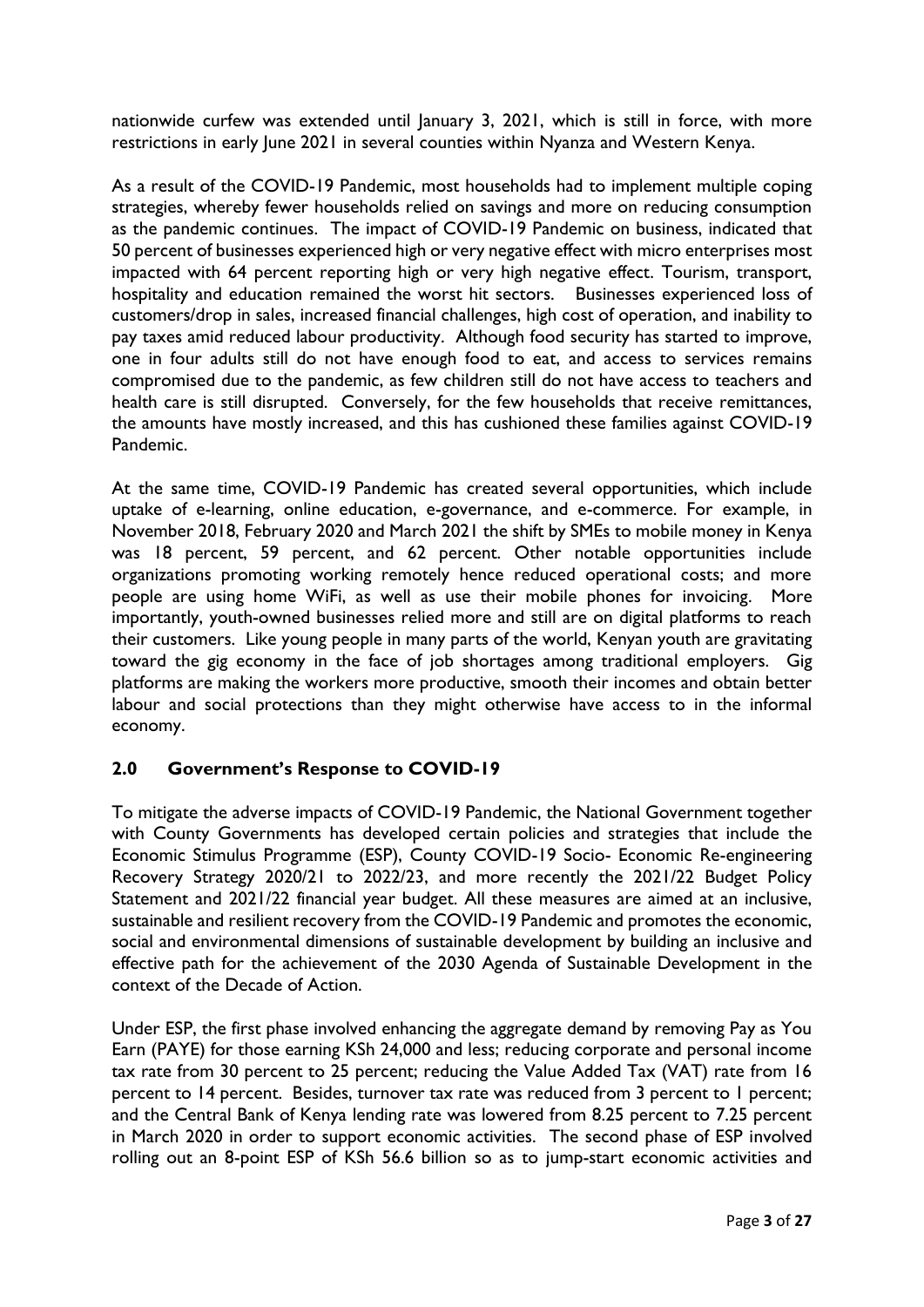nationwide curfew was extended until January 3, 2021, which is still in force, with more restrictions in early June 2021 in several counties within Nyanza and Western Kenya.

As a result of the COVID-19 Pandemic, most households had to implement multiple coping strategies, whereby fewer households relied on savings and more on reducing consumption as the pandemic continues. The impact of COVID-19 Pandemic on business, indicated that 50 percent of businesses experienced high or very negative effect with micro enterprises most impacted with 64 percent reporting high or very high negative effect. Tourism, transport, hospitality and education remained the worst hit sectors. Businesses experienced loss of customers/drop in sales, increased financial challenges, high cost of operation, and inability to pay taxes amid reduced labour productivity. Although food security has started to improve, one in four adults still do not have enough food to eat, and access to services remains compromised due to the pandemic, as few children still do not have access to teachers and health care is still disrupted. Conversely, for the few households that receive remittances, the amounts have mostly increased, and this has cushioned these families against COVID-19 Pandemic.

At the same time, COVID-19 Pandemic has created several opportunities, which include uptake of e-learning, online education, e-governance, and e-commerce. For example, in November 2018, February 2020 and March 2021 the shift by SMEs to mobile money in Kenya was 18 percent, 59 percent, and 62 percent. Other notable opportunities include organizations promoting working remotely hence reduced operational costs; and more people are using home WiFi, as well as use their mobile phones for invoicing. More importantly, youth-owned businesses relied more and still are on digital platforms to reach their customers. Like young people in many parts of the world, Kenyan youth are gravitating toward the gig economy in the face of job shortages among traditional employers. Gig platforms are making the workers more productive, smooth their incomes and obtain better labour and social protections than they might otherwise have access to in the informal economy.

## 2.0 Government's Response to COVID-19

To mitigate the adverse impacts of COVID-19 Pandemic, the National Government together with County Governments has developed certain policies and strategies that include the Economic Stimulus Programme (ESP), County COVID-19 Socio- Economic Re-engineering Recovery Strategy 2020/21 to 2022/23, and more recently the 2021/22 Budget Policy Statement and 2021/22 financial year budget. All these measures are aimed at an inclusive, sustainable and resilient recovery from the COVID-19 Pandemic and promotes the economic, social and environmental dimensions of sustainable development by building an inclusive and effective path for the achievement of the 2030 Agenda of Sustainable Development in the context of the Decade of Action.

Under ESP, the first phase involved enhancing the aggregate demand by removing Pay as You Earn (PAYE) for those earning KSh 24,000 and less; reducing corporate and personal income tax rate from 30 percent to 25 percent; reducing the Value Added Tax (VAT) rate from 16 percent to 14 percent. Besides, turnover tax rate was reduced from 3 percent to 1 percent; and the Central Bank of Kenya lending rate was lowered from 8.25 percent to 7.25 percent in March 2020 in order to support economic activities. The second phase of ESP involved rolling out an 8-point ESP of KSh 56.6 billion so as to jump-start economic activities and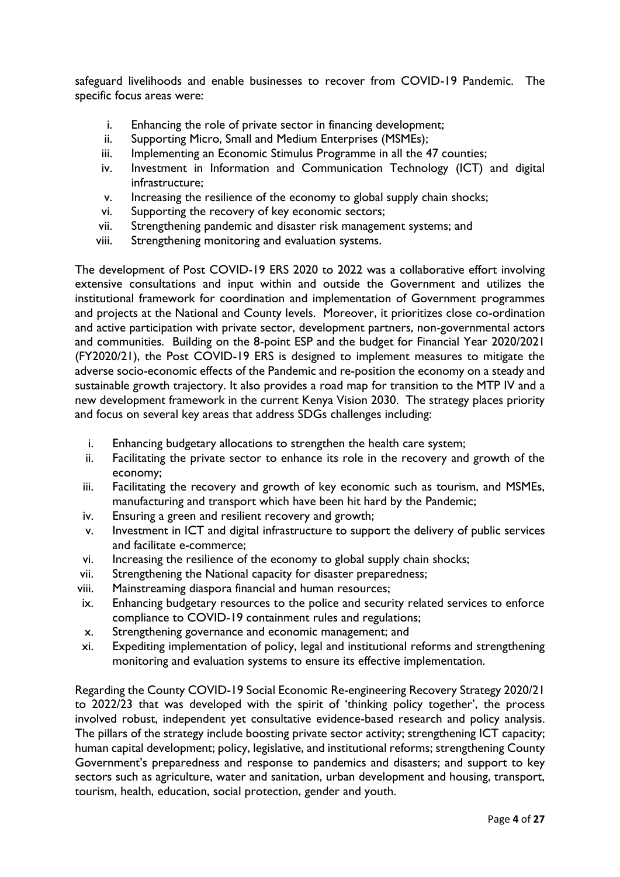safeguard livelihoods and enable businesses to recover from COVID-19 Pandemic. The specific focus areas were:

i. Enhancing the role of private sector in financing development;
ii. Supporting Micro, Small and Medium Enterprises (MSMEs);
iii. Implementing an Economic Stimulus Programme in all the 47 counties;
iv. Investment in Information and Communication Technology (ICT) and digital infrastructure;
v. Increasing the resilience of the economy to global supply chain shocks;
vi. Supporting the recovery of key economic sectors;
vii. Strengthening pandemic and disaster risk management systems; and
viii. Strengthening monitoring and evaluation systems.

The development of Post COVID-19 ERS 2020 to 2022 was a collaborative effort involving extensive consultations and input within and outside the Government and utilizes the institutional framework for coordination and implementation of Government programmes and projects at the National and County levels. Moreover, it prioritizes close co-ordination and active participation with private sector, development partners, non-governmental actors and communities. Building on the 8-point ESP and the budget for Financial Year 2020/2021 (FY2020/21), the Post COVID-19 ERS is designed to implement measures to mitigate the adverse socio-economic effects of the Pandemic and re-position the economy on a steady and sustainable growth trajectory. It also provides a road map for transition to the MTP IV and a new development framework in the current Kenya Vision 2030. The strategy places priority and focus on several key areas that address SDGs challenges including:

i. Enhancing budgetary allocations to strengthen the health care system;
ii. Facilitating the private sector to enhance its role in the recovery and growth of the economy;
iii. Facilitating the recovery and growth of key economic such as tourism, and MSMEs, manufacturing and transport which have been hit hard by the Pandemic;
iv. Ensuring a green and resilient recovery and growth;
v. Investment in ICT and digital infrastructure to support the delivery of public services and facilitate e-commerce;
vi. Increasing the resilience of the economy to global supply chain shocks;
vii. Strengthening the National capacity for disaster preparedness;
viii. Mainstreaming diaspora financial and human resources;
ix. Enhancing budgetary resources to the police and security related services to enforce compliance to COVID-19 containment rules and regulations;
x. Strengthening governance and economic management; and
xi. Expediting implementation of policy, legal and institutional reforms and strengthening monitoring and evaluation systems to ensure its effective implementation.

Regarding the County COVID-19 Social Economic Re-engineering Recovery Strategy 2020/21 to 2022/23 that was developed with the spirit of 'thinking policy together', the process involved robust, independent yet consultative evidence-based research and policy analysis. The pillars of the strategy include boosting private sector activity; strengthening ICT capacity; human capital development; policy, legislative, and institutional reforms; strengthening County Government's preparedness and response to pandemics and disasters; and support to key sectors such as agriculture, water and sanitation, urban development and housing, transport, tourism, health, education, social protection, gender and youth.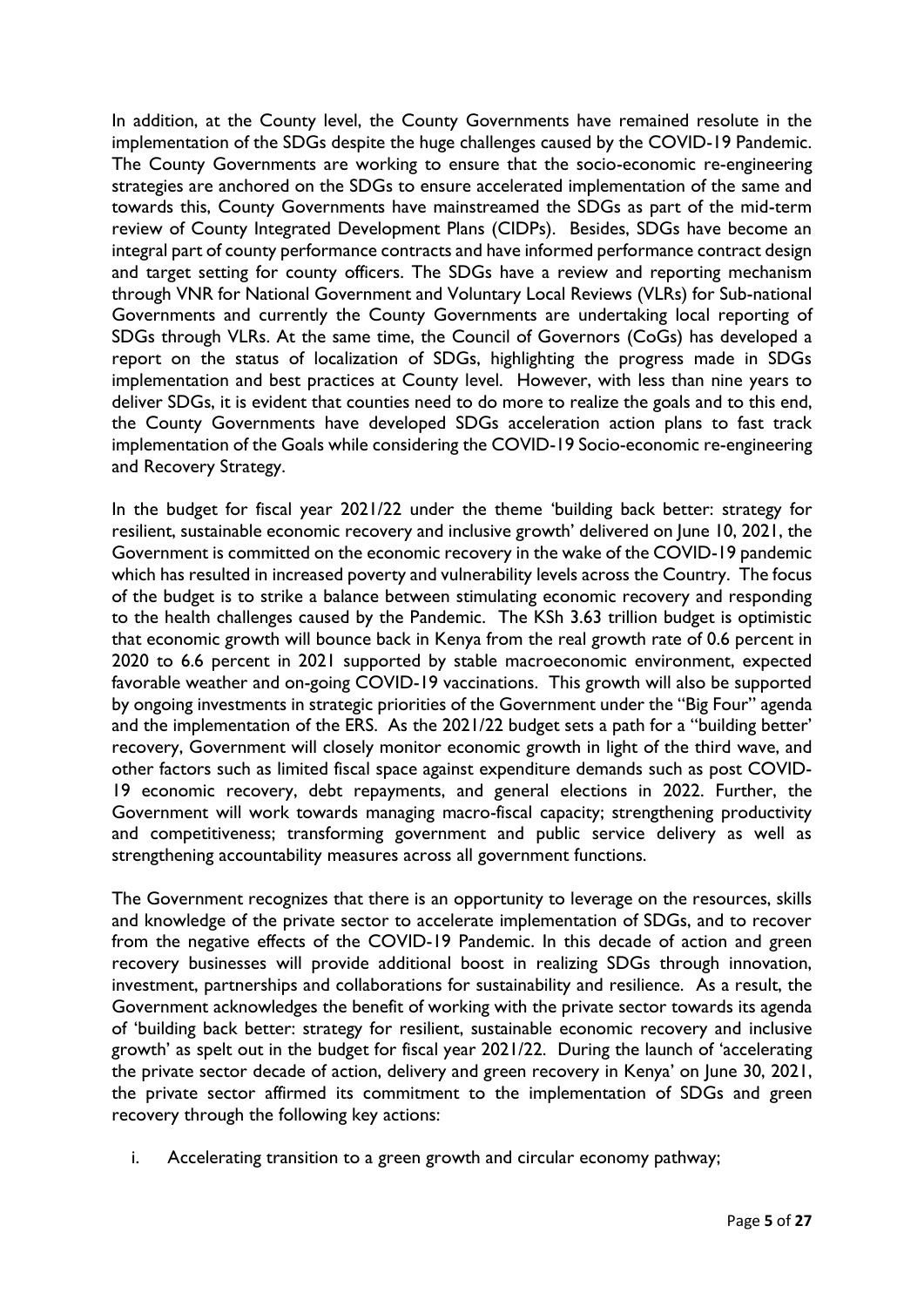In addition, at the County level, the County Governments have remained resolute in the implementation of the SDGs despite the huge challenges caused by the COVID-19 Pandemic. The County Governments are working to ensure that the socio-economic re-engineering strategies are anchored on the SDGs to ensure accelerated implementation of the same and towards this, County Governments have mainstreamed the SDGs as part of the mid-term review of County Integrated Development Plans (CIDPs). Besides, SDGs have become an integral part of county performance contracts and have informed performance contract design and target setting for county officers. The SDGs have a review and reporting mechanism through VNR for National Government and Voluntary Local Reviews (VLRs) for Sub-national Governments and currently the County Governments are undertaking local reporting of SDGs through VLRs. At the same time, the Council of Governors (CoGs) has developed a report on the status of localization of SDGs, highlighting the progress made in SDGs implementation and best practices at County level. However, with less than nine years to deliver SDGs, it is evident that counties need to do more to realize the goals and to this end, the County Governments have developed SDGs acceleration action plans to fast track implementation of the Goals while considering the COVID-19 Socio-economic re-engineering and Recovery Strategy.

In the budget for fiscal year 2021/22 under the theme 'building back better: strategy for resilient, sustainable economic recovery and inclusive growth' delivered on June 10, 2021, the Government is committed on the economic recovery in the wake of the COVID-19 pandemic which has resulted in increased poverty and vulnerability levels across the Country. The focus of the budget is to strike a balance between stimulating economic recovery and responding to the health challenges caused by the Pandemic. The KSh 3.63 trillion budget is optimistic that economic growth will bounce back in Kenya from the real growth rate of 0.6 percent in 2020 to 6.6 percent in 2021 supported by stable macroeconomic environment, expected favorable weather and on-going COVID-19 vaccinations. This growth will also be supported by ongoing investments in strategic priorities of the Government under the "Big Four" agenda and the implementation of the ERS. As the 2021/22 budget sets a path for a "building better' recovery, Government will closely monitor economic growth in light of the third wave, and other factors such as limited fiscal space against expenditure demands such as post COVID-19 economic recovery, debt repayments, and general elections in 2022. Further, the Government will work towards managing macro-fiscal capacity; strengthening productivity and competitiveness; transforming government and public service delivery as well as strengthening accountability measures across all government functions.

The Government recognizes that there is an opportunity to leverage on the resources, skills and knowledge of the private sector to accelerate implementation of SDGs, and to recover from the negative effects of the COVID-19 Pandemic. In this decade of action and green recovery businesses will provide additional boost in realizing SDGs through innovation, investment, partnerships and collaborations for sustainability and resilience. As a result, the Government acknowledges the benefit of working with the private sector towards its agenda of 'building back better: strategy for resilient, sustainable economic recovery and inclusive growth' as spelt out in the budget for fiscal year 2021/22. During the launch of 'accelerating the private sector decade of action, delivery and green recovery in Kenya' on June 30, 2021, the private sector affirmed its commitment to the implementation of SDGs and green recovery through the following key actions:

i. Accelerating transition to a green growth and circular economy pathway;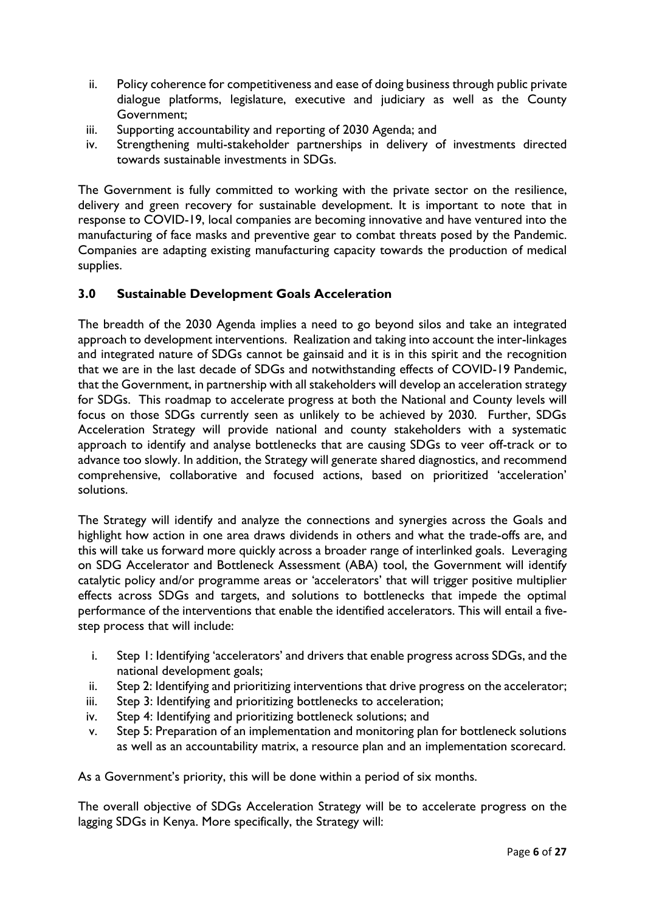ii. Policy coherence for competitiveness and ease of doing business through public private dialogue platforms, legislature, executive and judiciary as well as the County Government;
iii. Supporting accountability and reporting of 2030 Agenda; and
iv. Strengthening multi-stakeholder partnerships in delivery of investments directed towards sustainable investments in SDGs.

The Government is fully committed to working with the private sector on the resilience, delivery and green recovery for sustainable development. It is important to note that in response to COVID-19, local companies are becoming innovative and have ventured into the manufacturing of face masks and preventive gear to combat threats posed by the Pandemic. Companies are adapting existing manufacturing capacity towards the production of medical supplies.

## 3.0 Sustainable Development Goals Acceleration

The breadth of the 2030 Agenda implies a need to go beyond silos and take an integrated approach to development interventions. Realization and taking into account the inter-linkages and integrated nature of SDGs cannot be gainsaid and it is in this spirit and the recognition that we are in the last decade of SDGs and notwithstanding effects of COVID-19 Pandemic, that the Government, in partnership with all stakeholders will develop an acceleration strategy for SDGs. This roadmap to accelerate progress at both the National and County levels will focus on those SDGs currently seen as unlikely to be achieved by 2030. Further, SDGs Acceleration Strategy will provide national and county stakeholders with a systematic approach to identify and analyse bottlenecks that are causing SDGs to veer off-track or to advance too slowly. In addition, the Strategy will generate shared diagnostics, and recommend comprehensive, collaborative and focused actions, based on prioritized 'acceleration' solutions.

The Strategy will identify and analyze the connections and synergies across the Goals and highlight how action in one area draws dividends in others and what the trade-offs are, and this will take us forward more quickly across a broader range of interlinked goals. Leveraging on SDG Accelerator and Bottleneck Assessment (ABA) tool, the Government will identify catalytic policy and/or programme areas or 'accelerators' that will trigger positive multiplier effects across SDGs and targets, and solutions to bottlenecks that impede the optimal performance of the interventions that enable the identified accelerators. This will entail a five-step process that will include:

i. Step 1: Identifying 'accelerators' and drivers that enable progress across SDGs, and the national development goals;
ii. Step 2: Identifying and prioritizing interventions that drive progress on the accelerator;
iii. Step 3: Identifying and prioritizing bottlenecks to acceleration;
iv. Step 4: Identifying and prioritizing bottleneck solutions; and
v. Step 5: Preparation of an implementation and monitoring plan for bottleneck solutions as well as an accountability matrix, a resource plan and an implementation scorecard.

As a Government's priority, this will be done within a period of six months.

The overall objective of SDGs Acceleration Strategy will be to accelerate progress on the lagging SDGs in Kenya. More specifically, the Strategy will: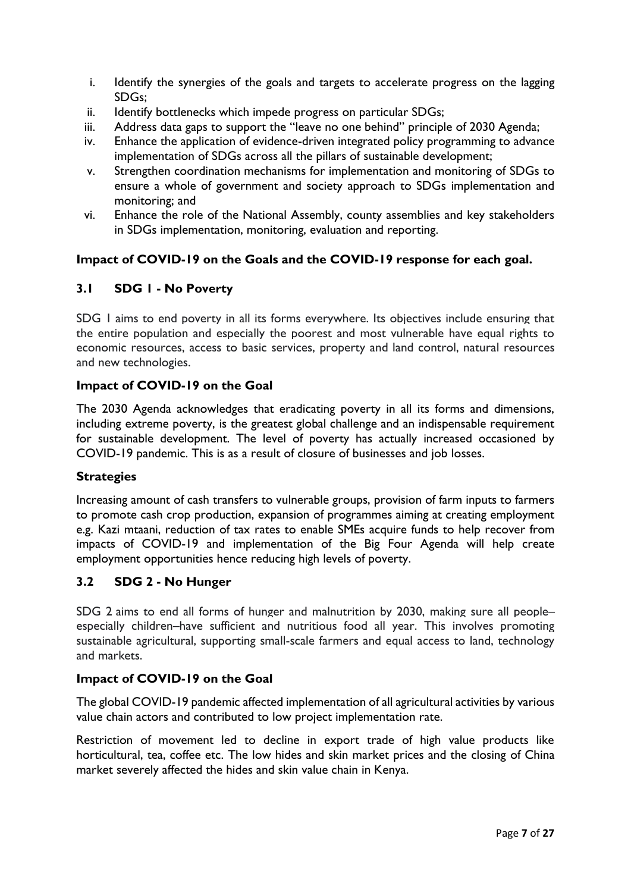i. Identify the synergies of the goals and targets to accelerate progress on the lagging SDGs;
ii. Identify bottlenecks which impede progress on particular SDGs;
iii. Address data gaps to support the "leave no one behind" principle of 2030 Agenda;
iv. Enhance the application of evidence-driven integrated policy programming to advance implementation of SDGs across all the pillars of sustainable development;
v. Strengthen coordination mechanisms for implementation and monitoring of SDGs to ensure a whole of government and society approach to SDGs implementation and monitoring; and
vi. Enhance the role of the National Assembly, county assemblies and key stakeholders in SDGs implementation, monitoring, evaluation and reporting.

**Impact of COVID-19 on the Goals and the COVID-19 response for each goal.**

### 3.1 SDG 1 - No Poverty

SDG 1 aims to end poverty in all its forms everywhere. Its objectives include ensuring that the entire population and especially the poorest and most vulnerable have equal rights to economic resources, access to basic services, property and land control, natural resources and new technologies.

**Impact of COVID-19 on the Goal**

The 2030 Agenda acknowledges that eradicating poverty in all its forms and dimensions, including extreme poverty, is the greatest global challenge and an indispensable requirement for sustainable development. The level of poverty has actually increased occasioned by COVID-19 pandemic. This is as a result of closure of businesses and job losses.

**Strategies**

Increasing amount of cash transfers to vulnerable groups, provision of farm inputs to farmers to promote cash crop production, expansion of programmes aiming at creating employment e.g. Kazi mtaani, reduction of tax rates to enable SMEs acquire funds to help recover from impacts of COVID-19 and implementation of the Big Four Agenda will help create employment opportunities hence reducing high levels of poverty.

### 3.2 SDG 2 - No Hunger

SDG 2 aims to end all forms of hunger and malnutrition by 2030, making sure all people– especially children–have sufficient and nutritious food all year. This involves promoting sustainable agricultural, supporting small-scale farmers and equal access to land, technology and markets.

**Impact of COVID-19 on the Goal**

The global COVID-19 pandemic affected implementation of all agricultural activities by various value chain actors and contributed to low project implementation rate.

Restriction of movement led to decline in export trade of high value products like horticultural, tea, coffee etc. The low hides and skin market prices and the closing of China market severely affected the hides and skin value chain in Kenya.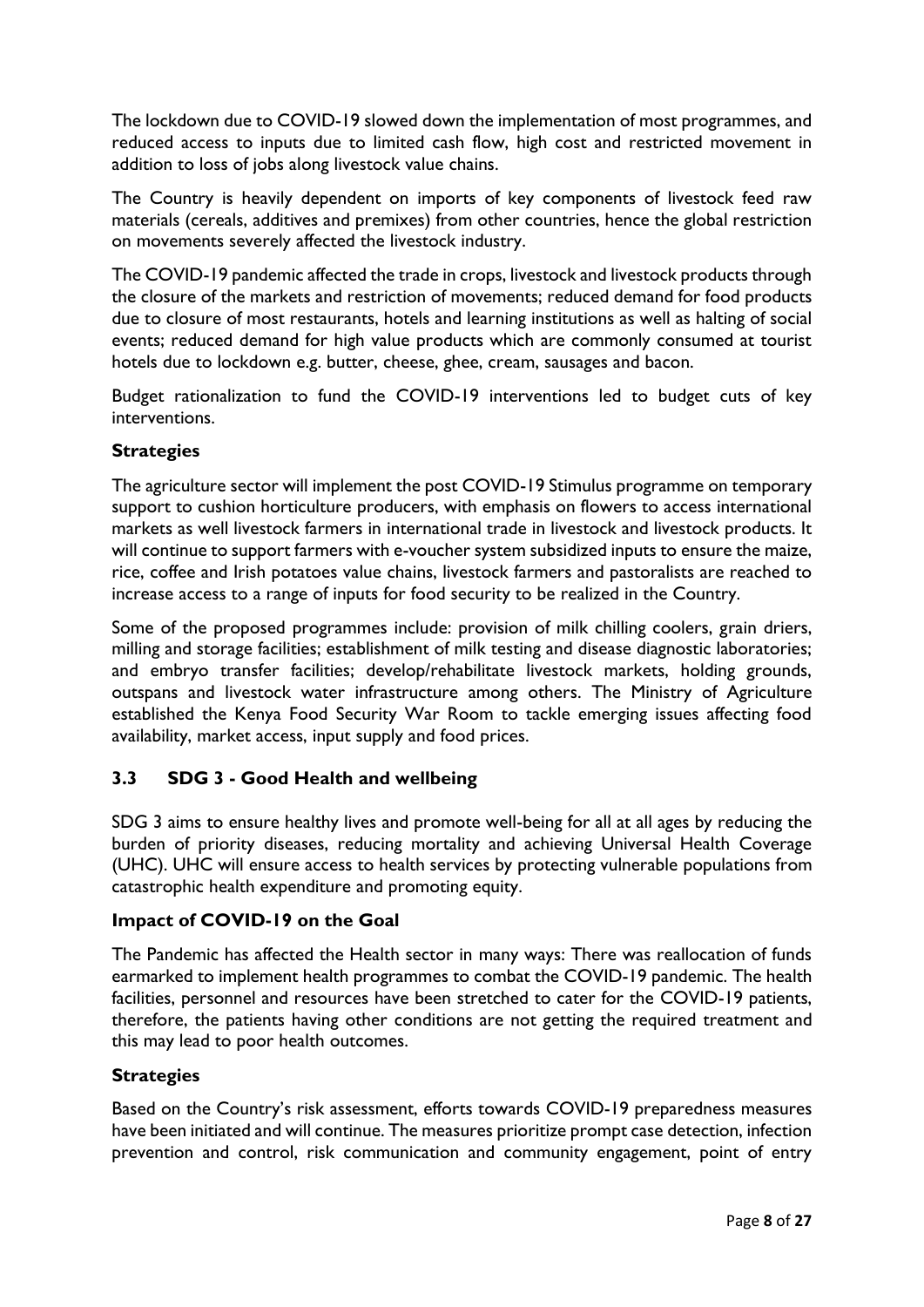The lockdown due to COVID-19 slowed down the implementation of most programmes, and reduced access to inputs due to limited cash flow, high cost and restricted movement in addition to loss of jobs along livestock value chains.

The Country is heavily dependent on imports of key components of livestock feed raw materials (cereals, additives and premixes) from other countries, hence the global restriction on movements severely affected the livestock industry.

The COVID-19 pandemic affected the trade in crops, livestock and livestock products through the closure of the markets and restriction of movements; reduced demand for food products due to closure of most restaurants, hotels and learning institutions as well as halting of social events; reduced demand for high value products which are commonly consumed at tourist hotels due to lockdown e.g. butter, cheese, ghee, cream, sausages and bacon.

Budget rationalization to fund the COVID-19 interventions led to budget cuts of key interventions.

### Strategies

The agriculture sector will implement the post COVID-19 Stimulus programme on temporary support to cushion horticulture producers, with emphasis on flowers to access international markets as well livestock farmers in international trade in livestock and livestock products. It will continue to support farmers with e-voucher system subsidized inputs to ensure the maize, rice, coffee and Irish potatoes value chains, livestock farmers and pastoralists are reached to increase access to a range of inputs for food security to be realized in the Country.

Some of the proposed programmes include: provision of milk chilling coolers, grain driers, milling and storage facilities; establishment of milk testing and disease diagnostic laboratories; and embryo transfer facilities; develop/rehabilitate livestock markets, holding grounds, outspans and livestock water infrastructure among others. The Ministry of Agriculture established the Kenya Food Security War Room to tackle emerging issues affecting food availability, market access, input supply and food prices.

## 3.3 SDG 3 - Good Health and wellbeing

SDG 3 aims to ensure healthy lives and promote well-being for all at all ages by reducing the burden of priority diseases, reducing mortality and achieving Universal Health Coverage (UHC). UHC will ensure access to health services by protecting vulnerable populations from catastrophic health expenditure and promoting equity.

### Impact of COVID-19 on the Goal

The Pandemic has affected the Health sector in many ways: There was reallocation of funds earmarked to implement health programmes to combat the COVID-19 pandemic. The health facilities, personnel and resources have been stretched to cater for the COVID-19 patients, therefore, the patients having other conditions are not getting the required treatment and this may lead to poor health outcomes.

### Strategies

Based on the Country's risk assessment, efforts towards COVID-19 preparedness measures have been initiated and will continue. The measures prioritize prompt case detection, infection prevention and control, risk communication and community engagement, point of entry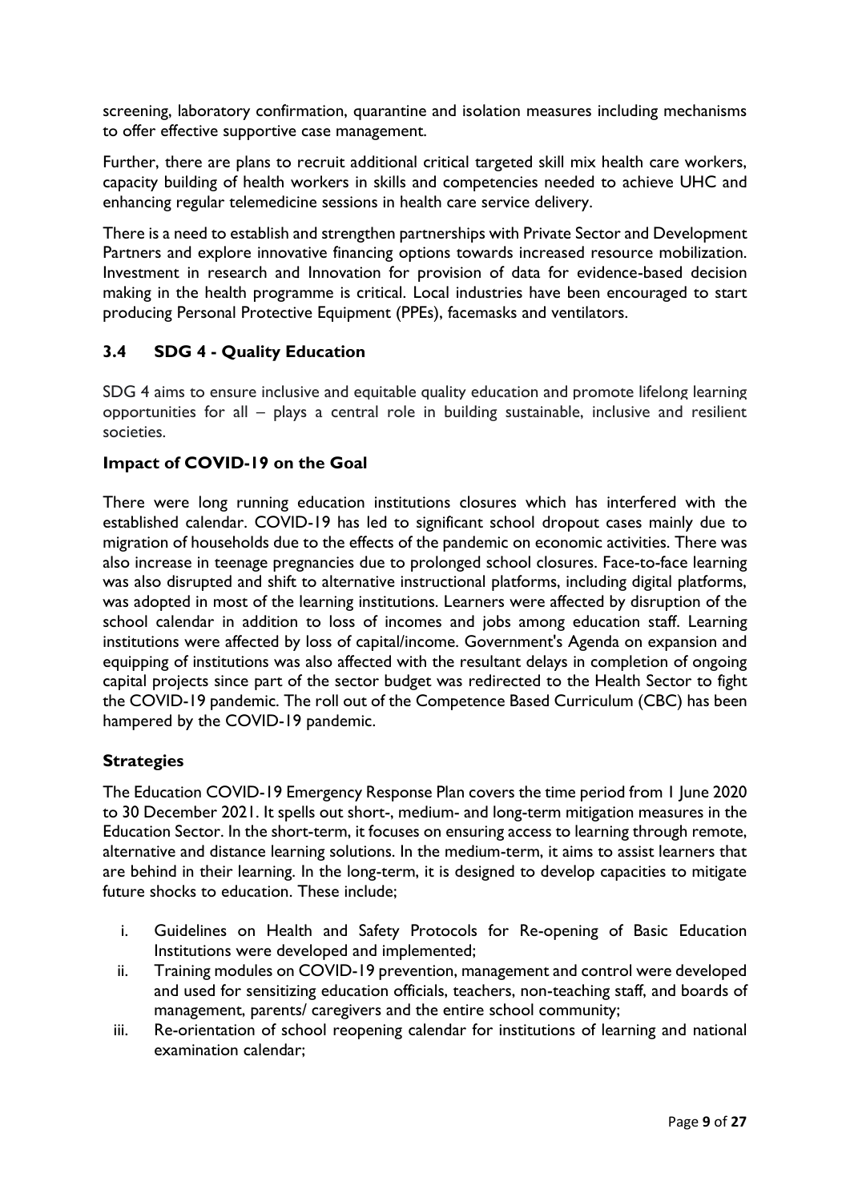screening, laboratory confirmation, quarantine and isolation measures including mechanisms to offer effective supportive case management.

Further, there are plans to recruit additional critical targeted skill mix health care workers, capacity building of health workers in skills and competencies needed to achieve UHC and enhancing regular telemedicine sessions in health care service delivery.

There is a need to establish and strengthen partnerships with Private Sector and Development Partners and explore innovative financing options towards increased resource mobilization. Investment in research and Innovation for provision of data for evidence-based decision making in the health programme is critical. Local industries have been encouraged to start producing Personal Protective Equipment (PPEs), facemasks and ventilators.

## 3.4 SDG 4 - Quality Education

SDG 4 aims to ensure inclusive and equitable quality education and promote lifelong learning opportunities for all – plays a central role in building sustainable, inclusive and resilient societies.

### Impact of COVID-19 on the Goal

There were long running education institutions closures which has interfered with the established calendar. COVID-19 has led to significant school dropout cases mainly due to migration of households due to the effects of the pandemic on economic activities. There was also increase in teenage pregnancies due to prolonged school closures. Face-to-face learning was also disrupted and shift to alternative instructional platforms, including digital platforms, was adopted in most of the learning institutions. Learners were affected by disruption of the school calendar in addition to loss of incomes and jobs among education staff. Learning institutions were affected by loss of capital/income. Government's Agenda on expansion and equipping of institutions was also affected with the resultant delays in completion of ongoing capital projects since part of the sector budget was redirected to the Health Sector to fight the COVID-19 pandemic. The roll out of the Competence Based Curriculum (CBC) has been hampered by the COVID-19 pandemic.

### Strategies

The Education COVID-19 Emergency Response Plan covers the time period from 1 June 2020 to 30 December 2021. It spells out short-, medium- and long-term mitigation measures in the Education Sector. In the short-term, it focuses on ensuring access to learning through remote, alternative and distance learning solutions. In the medium-term, it aims to assist learners that are behind in their learning. In the long-term, it is designed to develop capacities to mitigate future shocks to education. These include;

i. Guidelines on Health and Safety Protocols for Re-opening of Basic Education Institutions were developed and implemented;
ii. Training modules on COVID-19 prevention, management and control were developed and used for sensitizing education officials, teachers, non-teaching staff, and boards of management, parents/ caregivers and the entire school community;
iii. Re-orientation of school reopening calendar for institutions of learning and national examination calendar;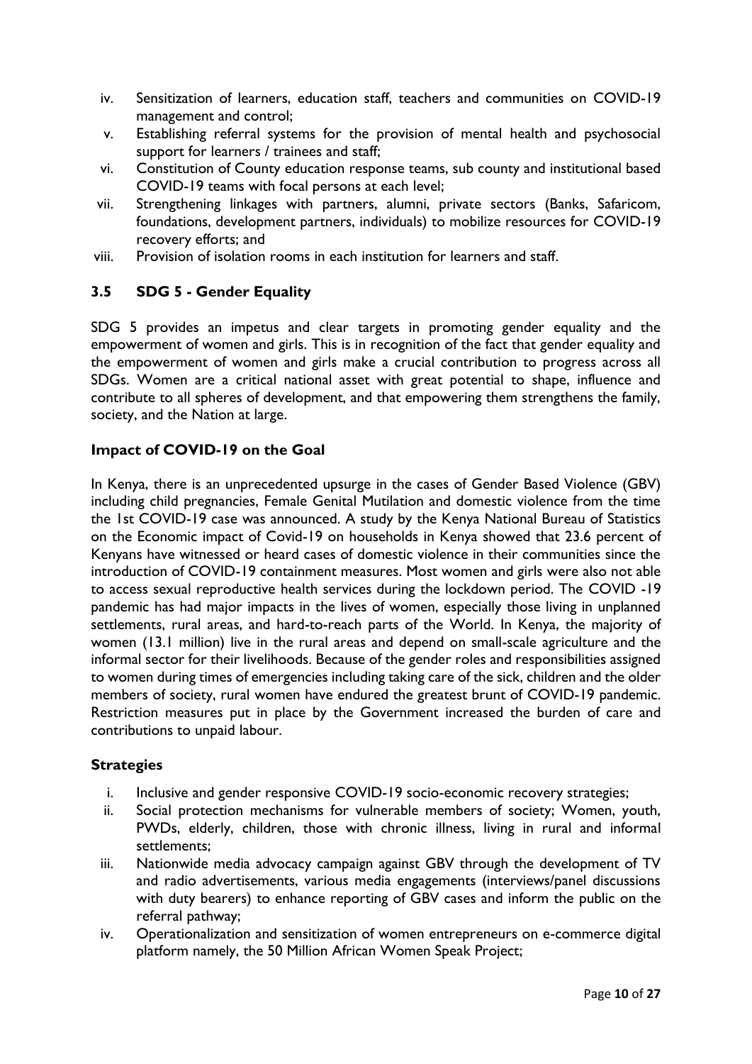iv. Sensitization of learners, education staff, teachers and communities on COVID-19 management and control;
v. Establishing referral systems for the provision of mental health and psychosocial support for learners / trainees and staff;
vi. Constitution of County education response teams, sub county and institutional based COVID-19 teams with focal persons at each level;
vii. Strengthening linkages with partners, alumni, private sectors (Banks, Safaricom, foundations, development partners, individuals) to mobilize resources for COVID-19 recovery efforts; and
viii. Provision of isolation rooms in each institution for learners and staff.

### 3.5 SDG 5 - Gender Equality

SDG 5 provides an impetus and clear targets in promoting gender equality and the empowerment of women and girls. This is in recognition of the fact that gender equality and the empowerment of women and girls make a crucial contribution to progress across all SDGs. Women are a critical national asset with great potential to shape, influence and contribute to all spheres of development, and that empowering them strengthens the family, society, and the Nation at large.

#### Impact of COVID-19 on the Goal

In Kenya, there is an unprecedented upsurge in the cases of Gender Based Violence (GBV) including child pregnancies, Female Genital Mutilation and domestic violence from the time the 1st COVID-19 case was announced. A study by the Kenya National Bureau of Statistics on the Economic impact of Covid-19 on households in Kenya showed that 23.6 percent of Kenyans have witnessed or heard cases of domestic violence in their communities since the introduction of COVID-19 containment measures. Most women and girls were also not able to access sexual reproductive health services during the lockdown period. The COVID -19 pandemic has had major impacts in the lives of women, especially those living in unplanned settlements, rural areas, and hard-to-reach parts of the World. In Kenya, the majority of women (13.1 million) live in the rural areas and depend on small-scale agriculture and the informal sector for their livelihoods. Because of the gender roles and responsibilities assigned to women during times of emergencies including taking care of the sick, children and the older members of society, rural women have endured the greatest brunt of COVID-19 pandemic. Restriction measures put in place by the Government increased the burden of care and contributions to unpaid labour.

#### Strategies

i. Inclusive and gender responsive COVID-19 socio-economic recovery strategies;
ii. Social protection mechanisms for vulnerable members of society; Women, youth, PWDs, elderly, children, those with chronic illness, living in rural and informal settlements;
iii. Nationwide media advocacy campaign against GBV through the development of TV and radio advertisements, various media engagements (interviews/panel discussions with duty bearers) to enhance reporting of GBV cases and inform the public on the referral pathway;
iv. Operationalization and sensitization of women entrepreneurs on e-commerce digital platform namely, the 50 Million African Women Speak Project;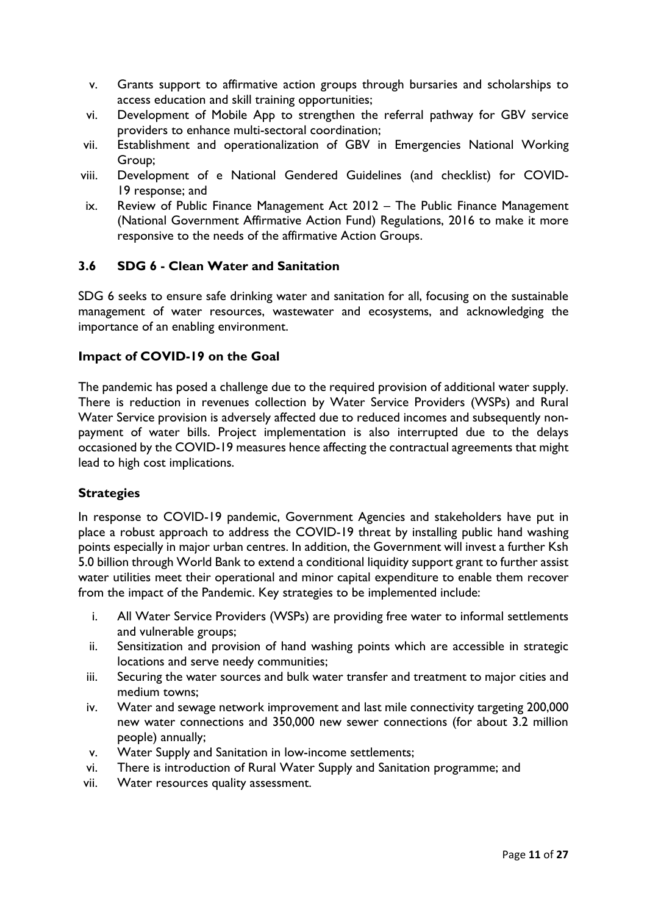v. Grants support to affirmative action groups through bursaries and scholarships to access education and skill training opportunities;
vi. Development of Mobile App to strengthen the referral pathway for GBV service providers to enhance multi-sectoral coordination;
vii. Establishment and operationalization of GBV in Emergencies National Working Group;
viii. Development of e National Gendered Guidelines (and checklist) for COVID-19 response; and
ix. Review of Public Finance Management Act 2012 – The Public Finance Management (National Government Affirmative Action Fund) Regulations, 2016 to make it more responsive to the needs of the affirmative Action Groups.

### 3.6 SDG 6 - Clean Water and Sanitation

SDG 6 seeks to ensure safe drinking water and sanitation for all, focusing on the sustainable management of water resources, wastewater and ecosystems, and acknowledging the importance of an enabling environment.

#### Impact of COVID-19 on the Goal

The pandemic has posed a challenge due to the required provision of additional water supply. There is reduction in revenues collection by Water Service Providers (WSPs) and Rural Water Service provision is adversely affected due to reduced incomes and subsequently non-payment of water bills. Project implementation is also interrupted due to the delays occasioned by the COVID-19 measures hence affecting the contractual agreements that might lead to high cost implications.

#### Strategies

In response to COVID-19 pandemic, Government Agencies and stakeholders have put in place a robust approach to address the COVID-19 threat by installing public hand washing points especially in major urban centres. In addition, the Government will invest a further Ksh 5.0 billion through World Bank to extend a conditional liquidity support grant to further assist water utilities meet their operational and minor capital expenditure to enable them recover from the impact of the Pandemic. Key strategies to be implemented include:

i. All Water Service Providers (WSPs) are providing free water to informal settlements and vulnerable groups;
ii. Sensitization and provision of hand washing points which are accessible in strategic locations and serve needy communities;
iii. Securing the water sources and bulk water transfer and treatment to major cities and medium towns;
iv. Water and sewage network improvement and last mile connectivity targeting 200,000 new water connections and 350,000 new sewer connections (for about 3.2 million people) annually;
v. Water Supply and Sanitation in low-income settlements;
vi. There is introduction of Rural Water Supply and Sanitation programme; and
vii. Water resources quality assessment.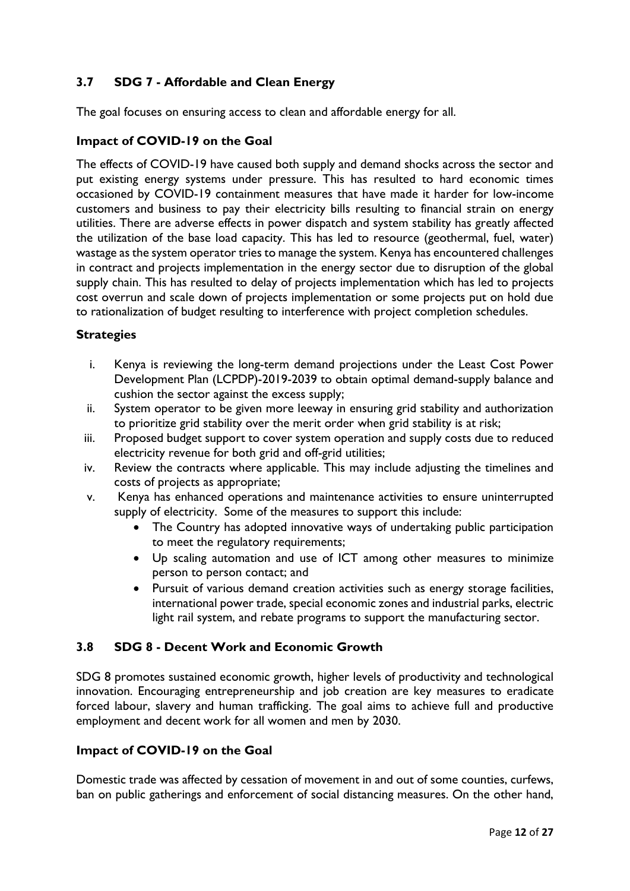### 3.7 SDG 7 - Affordable and Clean Energy

The goal focuses on ensuring access to clean and affordable energy for all.

#### Impact of COVID-19 on the Goal

The effects of COVID-19 have caused both supply and demand shocks across the sector and put existing energy systems under pressure. This has resulted to hard economic times occasioned by COVID-19 containment measures that have made it harder for low-income customers and business to pay their electricity bills resulting to financial strain on energy utilities. There are adverse effects in power dispatch and system stability has greatly affected the utilization of the base load capacity. This has led to resource (geothermal, fuel, water) wastage as the system operator tries to manage the system. Kenya has encountered challenges in contract and projects implementation in the energy sector due to disruption of the global supply chain. This has resulted to delay of projects implementation which has led to projects cost overrun and scale down of projects implementation or some projects put on hold due to rationalization of budget resulting to interference with project completion schedules.

#### Strategies

i. Kenya is reviewing the long-term demand projections under the Least Cost Power Development Plan (LCPDP)-2019-2039 to obtain optimal demand-supply balance and cushion the sector against the excess supply;
ii. System operator to be given more leeway in ensuring grid stability and authorization to prioritize grid stability over the merit order when grid stability is at risk;
iii. Proposed budget support to cover system operation and supply costs due to reduced electricity revenue for both grid and off-grid utilities;
iv. Review the contracts where applicable. This may include adjusting the timelines and costs of projects as appropriate;
v. Kenya has enhanced operations and maintenance activities to ensure uninterrupted supply of electricity. Some of the measures to support this include:
    - The Country has adopted innovative ways of undertaking public participation to meet the regulatory requirements;
    - Up scaling automation and use of ICT among other measures to minimize person to person contact; and
    - Pursuit of various demand creation activities such as energy storage facilities, international power trade, special economic zones and industrial parks, electric light rail system, and rebate programs to support the manufacturing sector.

### 3.8 SDG 8 - Decent Work and Economic Growth

SDG 8 promotes sustained economic growth, higher levels of productivity and technological innovation. Encouraging entrepreneurship and job creation are key measures to eradicate forced labour, slavery and human trafficking. The goal aims to achieve full and productive employment and decent work for all women and men by 2030.

#### Impact of COVID-19 on the Goal

Domestic trade was affected by cessation of movement in and out of some counties, curfews, ban on public gatherings and enforcement of social distancing measures. On the other hand,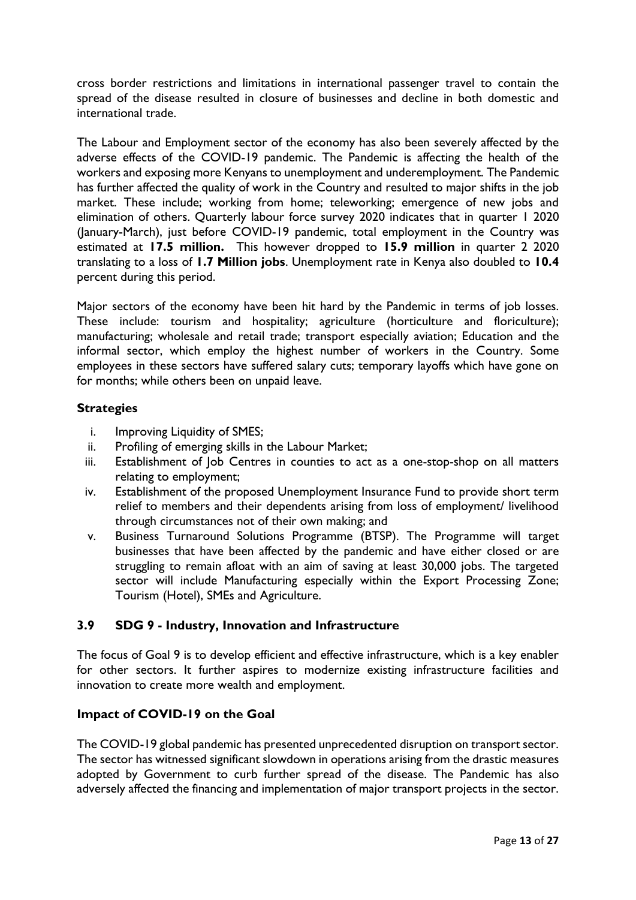cross border restrictions and limitations in international passenger travel to contain the spread of the disease resulted in closure of businesses and decline in both domestic and international trade.

The Labour and Employment sector of the economy has also been severely affected by the adverse effects of the COVID-19 pandemic. The Pandemic is affecting the health of the workers and exposing more Kenyans to unemployment and underemployment. The Pandemic has further affected the quality of work in the Country and resulted to major shifts in the job market. These include; working from home; teleworking; emergence of new jobs and elimination of others. Quarterly labour force survey 2020 indicates that in quarter 1 2020 (January-March), just before COVID-19 pandemic, total employment in the Country was estimated at **17.5 million.** This however dropped to **15.9 million** in quarter 2 2020 translating to a loss of **1.7 Million jobs**. Unemployment rate in Kenya also doubled to **10.4** percent during this period.

Major sectors of the economy have been hit hard by the Pandemic in terms of job losses. These include: tourism and hospitality; agriculture (horticulture and floriculture); manufacturing; wholesale and retail trade; transport especially aviation; Education and the informal sector, which employ the highest number of workers in the Country. Some employees in these sectors have suffered salary cuts; temporary layoffs which have gone on for months; while others been on unpaid leave.

### Strategies

i. Improving Liquidity of SMES;
ii. Profiling of emerging skills in the Labour Market;
iii. Establishment of Job Centres in counties to act as a one-stop-shop on all matters relating to employment;
iv. Establishment of the proposed Unemployment Insurance Fund to provide short term relief to members and their dependents arising from loss of employment/ livelihood through circumstances not of their own making; and
v. Business Turnaround Solutions Programme (BTSP). The Programme will target businesses that have been affected by the pandemic and have either closed or are struggling to remain afloat with an aim of saving at least 30,000 jobs. The targeted sector will include Manufacturing especially within the Export Processing Zone; Tourism (Hotel), SMEs and Agriculture.

## 3.9 SDG 9 - Industry, Innovation and Infrastructure

The focus of Goal 9 is to develop efficient and effective infrastructure, which is a key enabler for other sectors. It further aspires to modernize existing infrastructure facilities and innovation to create more wealth and employment.

### Impact of COVID-19 on the Goal

The COVID-19 global pandemic has presented unprecedented disruption on transport sector. The sector has witnessed significant slowdown in operations arising from the drastic measures adopted by Government to curb further spread of the disease. The Pandemic has also adversely affected the financing and implementation of major transport projects in the sector.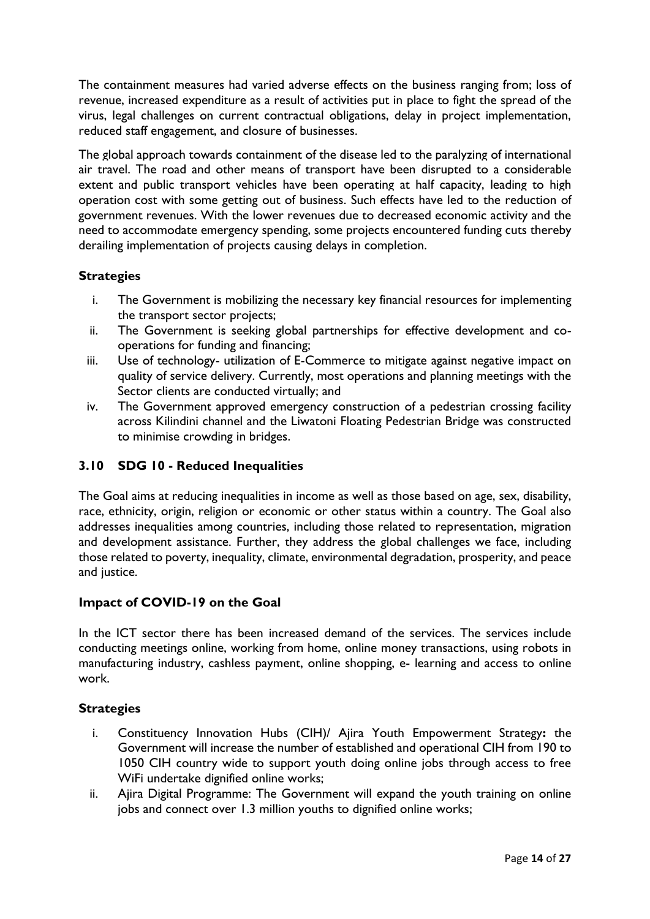The containment measures had varied adverse effects on the business ranging from; loss of revenue, increased expenditure as a result of activities put in place to fight the spread of the virus, legal challenges on current contractual obligations, delay in project implementation, reduced staff engagement, and closure of businesses.

The global approach towards containment of the disease led to the paralyzing of international air travel. The road and other means of transport have been disrupted to a considerable extent and public transport vehicles have been operating at half capacity, leading to high operation cost with some getting out of business. Such effects have led to the reduction of government revenues. With the lower revenues due to decreased economic activity and the need to accommodate emergency spending, some projects encountered funding cuts thereby derailing implementation of projects causing delays in completion.

### Strategies

i. The Government is mobilizing the necessary key financial resources for implementing the transport sector projects;
ii. The Government is seeking global partnerships for effective development and co-operations for funding and financing;
iii. Use of technology- utilization of E-Commerce to mitigate against negative impact on quality of service delivery. Currently, most operations and planning meetings with the Sector clients are conducted virtually; and
iv. The Government approved emergency construction of a pedestrian crossing facility across Kilindini channel and the Liwatoni Floating Pedestrian Bridge was constructed to minimise crowding in bridges.

## 3.10 SDG 10 - Reduced Inequalities

The Goal aims at reducing inequalities in income as well as those based on age, sex, disability, race, ethnicity, origin, religion or economic or other status within a country. The Goal also addresses inequalities among countries, including those related to representation, migration and development assistance. Further, they address the global challenges we face, including those related to poverty, inequality, climate, environmental degradation, prosperity, and peace and justice.

### Impact of COVID-19 on the Goal

In the ICT sector there has been increased demand of the services. The services include conducting meetings online, working from home, online money transactions, using robots in manufacturing industry, cashless payment, online shopping, e- learning and access to online work.

### Strategies

i. Constituency Innovation Hubs (CIH)/ Ajira Youth Empowerment Strategy**:** the Government will increase the number of established and operational CIH from 190 to 1050 CIH country wide to support youth doing online jobs through access to free WiFi undertake dignified online works;
ii. Ajira Digital Programme: The Government will expand the youth training on online jobs and connect over 1.3 million youths to dignified online works;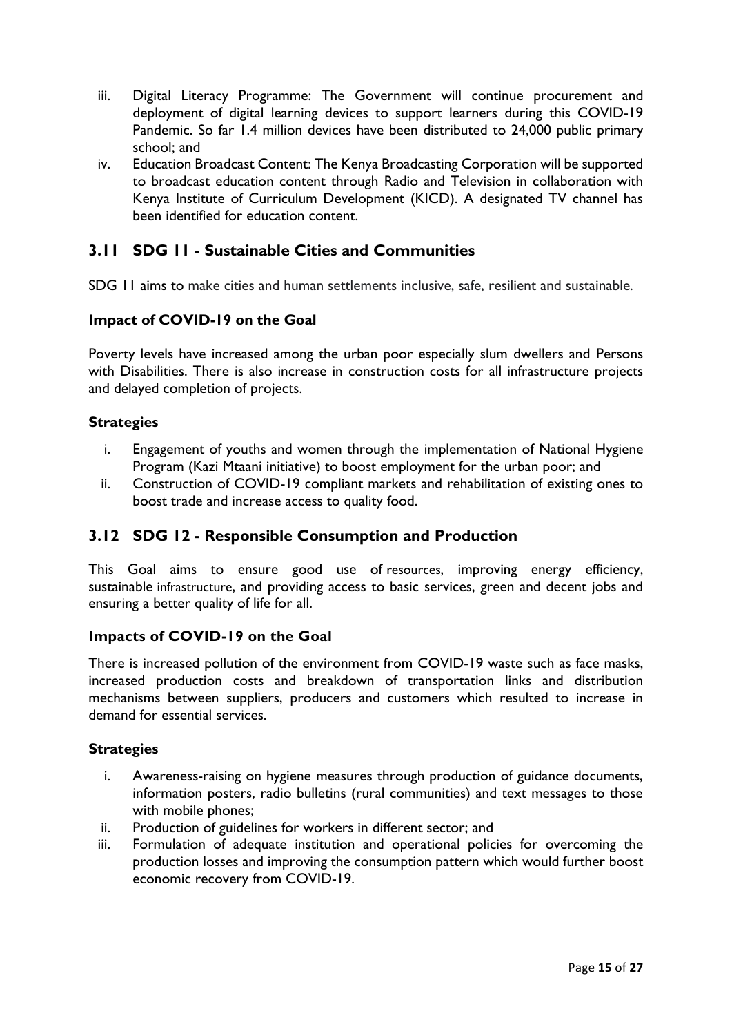iii. Digital Literacy Programme: The Government will continue procurement and deployment of digital learning devices to support learners during this COVID-19 Pandemic. So far 1.4 million devices have been distributed to 24,000 public primary school; and
iv. Education Broadcast Content: The Kenya Broadcasting Corporation will be supported to broadcast education content through Radio and Television in collaboration with Kenya Institute of Curriculum Development (KICD). A designated TV channel has been identified for education content.

## 3.11 SDG 11 - Sustainable Cities and Communities

SDG 11 aims to make cities and human settlements inclusive, safe, resilient and sustainable.

### Impact of COVID-19 on the Goal

Poverty levels have increased among the urban poor especially slum dwellers and Persons with Disabilities. There is also increase in construction costs for all infrastructure projects and delayed completion of projects.

### Strategies

i. Engagement of youths and women through the implementation of National Hygiene Program (Kazi Mtaani initiative) to boost employment for the urban poor; and
ii. Construction of COVID-19 compliant markets and rehabilitation of existing ones to boost trade and increase access to quality food.

## 3.12 SDG 12 - Responsible Consumption and Production

This Goal aims to ensure good use of resources, improving energy efficiency, sustainable infrastructure, and providing access to basic services, green and decent jobs and ensuring a better quality of life for all.

### Impacts of COVID-19 on the Goal

There is increased pollution of the environment from COVID-19 waste such as face masks, increased production costs and breakdown of transportation links and distribution mechanisms between suppliers, producers and customers which resulted to increase in demand for essential services.

### Strategies

i. Awareness-raising on hygiene measures through production of guidance documents, information posters, radio bulletins (rural communities) and text messages to those with mobile phones;
ii. Production of guidelines for workers in different sector; and
iii. Formulation of adequate institution and operational policies for overcoming the production losses and improving the consumption pattern which would further boost economic recovery from COVID-19.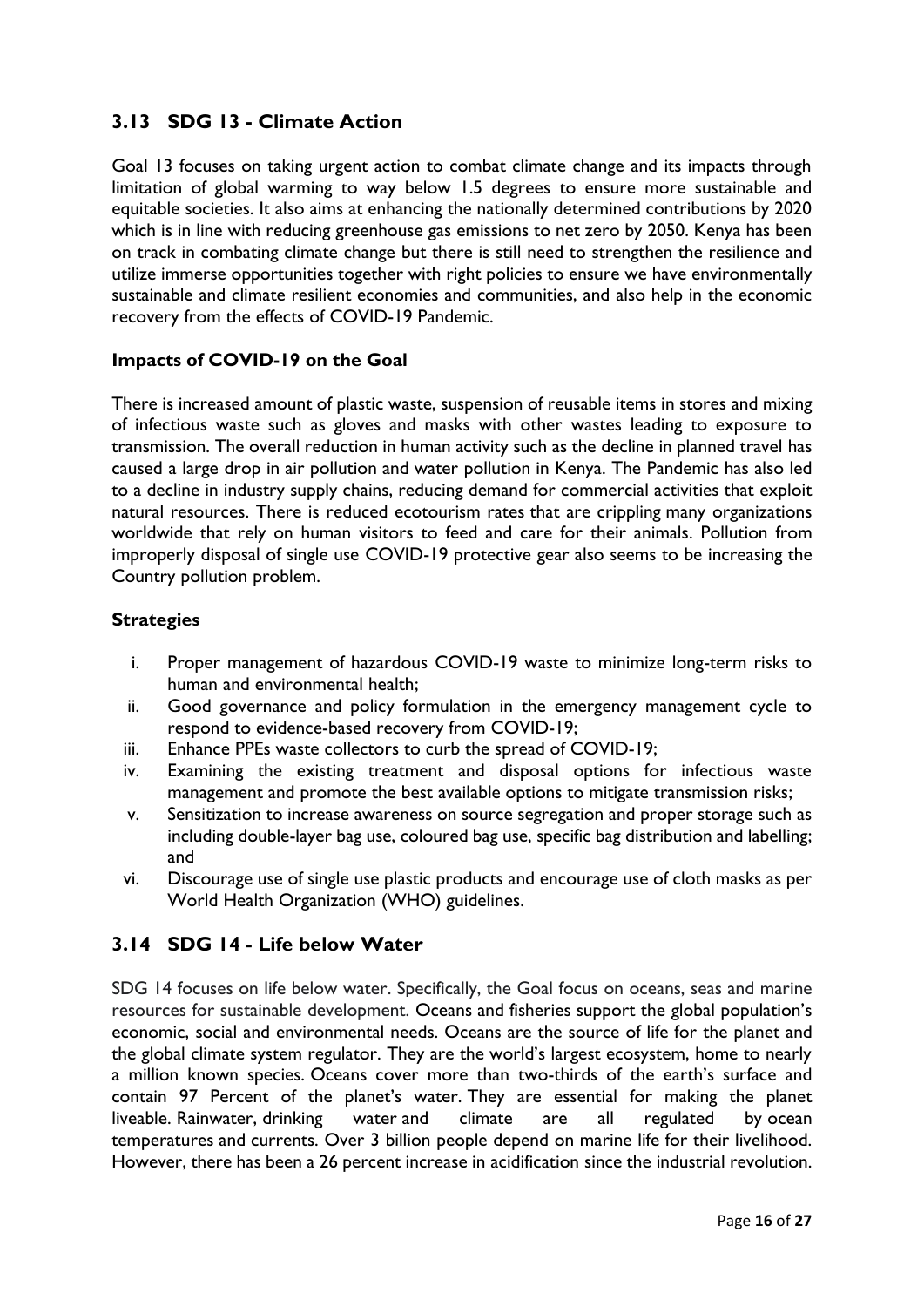## 3.13 SDG 13 - Climate Action

Goal 13 focuses on taking urgent action to combat climate change and its impacts through limitation of global warming to way below 1.5 degrees to ensure more sustainable and equitable societies. It also aims at enhancing the nationally determined contributions by 2020 which is in line with reducing greenhouse gas emissions to net zero by 2050. Kenya has been on track in combating climate change but there is still need to strengthen the resilience and utilize immerse opportunities together with right policies to ensure we have environmentally sustainable and climate resilient economies and communities, and also help in the economic recovery from the effects of COVID-19 Pandemic.

### Impacts of COVID-19 on the Goal

There is increased amount of plastic waste, suspension of reusable items in stores and mixing of infectious waste such as gloves and masks with other wastes leading to exposure to transmission. The overall reduction in human activity such as the decline in planned travel has caused a large drop in air pollution and water pollution in Kenya. The Pandemic has also led to a decline in industry supply chains, reducing demand for commercial activities that exploit natural resources. There is reduced ecotourism rates that are crippling many organizations worldwide that rely on human visitors to feed and care for their animals. Pollution from improperly disposal of single use COVID-19 protective gear also seems to be increasing the Country pollution problem.

### Strategies

i. Proper management of hazardous COVID-19 waste to minimize long-term risks to human and environmental health;
ii. Good governance and policy formulation in the emergency management cycle to respond to evidence-based recovery from COVID-19;
iii. Enhance PPEs waste collectors to curb the spread of COVID-19;
iv. Examining the existing treatment and disposal options for infectious waste management and promote the best available options to mitigate transmission risks;
v. Sensitization to increase awareness on source segregation and proper storage such as including double-layer bag use, coloured bag use, specific bag distribution and labelling; and
vi. Discourage use of single use plastic products and encourage use of cloth masks as per World Health Organization (WHO) guidelines.

## 3.14 SDG 14 - Life below Water

SDG 14 focuses on life below water. Specifically, the Goal focus on oceans, seas and marine resources for sustainable development. Oceans and fisheries support the global population's economic, social and environmental needs. Oceans are the source of life for the planet and the global climate system regulator. They are the world's largest ecosystem, home to nearly a million known species. Oceans cover more than two-thirds of the earth's surface and contain 97 Percent of the planet's water. They are essential for making the planet liveable. Rainwater, drinking water and climate are all regulated by ocean temperatures and currents. Over 3 billion people depend on marine life for their livelihood. However, there has been a 26 percent increase in acidification since the industrial revolution.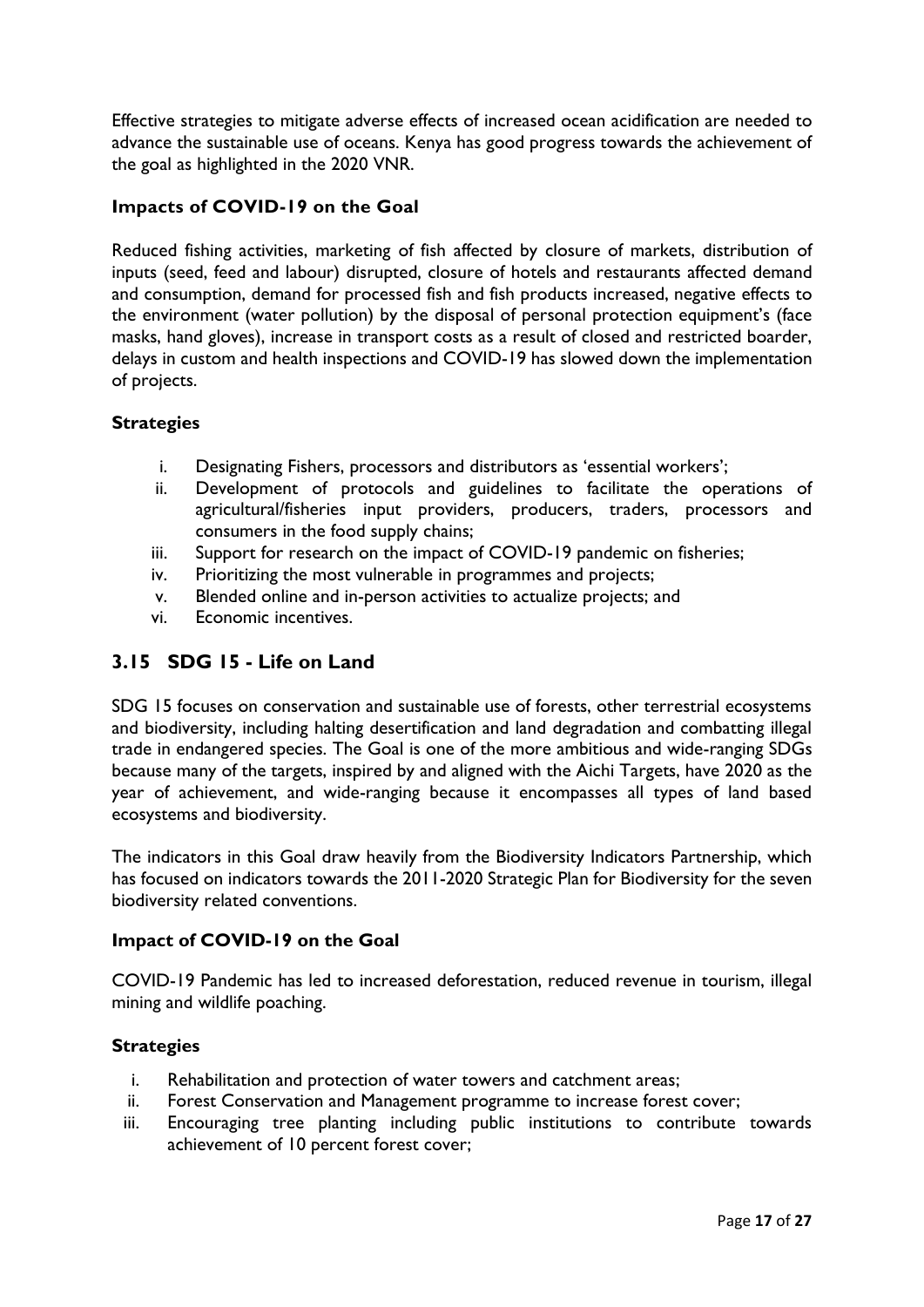Effective strategies to mitigate adverse effects of increased ocean acidification are needed to advance the sustainable use of oceans. Kenya has good progress towards the achievement of the goal as highlighted in the 2020 VNR.

### Impacts of COVID-19 on the Goal

Reduced fishing activities, marketing of fish affected by closure of markets, distribution of inputs (seed, feed and labour) disrupted, closure of hotels and restaurants affected demand and consumption, demand for processed fish and fish products increased, negative effects to the environment (water pollution) by the disposal of personal protection equipment's (face masks, hand gloves), increase in transport costs as a result of closed and restricted boarder, delays in custom and health inspections and COVID-19 has slowed down the implementation of projects.

### Strategies

i. Designating Fishers, processors and distributors as 'essential workers';
ii. Development of protocols and guidelines to facilitate the operations of agricultural/fisheries input providers, producers, traders, processors and consumers in the food supply chains;
iii. Support for research on the impact of COVID-19 pandemic on fisheries;
iv. Prioritizing the most vulnerable in programmes and projects;
v. Blended online and in-person activities to actualize projects; and
vi. Economic incentives.

## 3.15 SDG 15 - Life on Land

SDG 15 focuses on conservation and sustainable use of forests, other terrestrial ecosystems and biodiversity, including halting desertification and land degradation and combatting illegal trade in endangered species. The Goal is one of the more ambitious and wide-ranging SDGs because many of the targets, inspired by and aligned with the Aichi Targets, have 2020 as the year of achievement, and wide-ranging because it encompasses all types of land based ecosystems and biodiversity.

The indicators in this Goal draw heavily from the Biodiversity Indicators Partnership, which has focused on indicators towards the 2011-2020 Strategic Plan for Biodiversity for the seven biodiversity related conventions.

### Impact of COVID-19 on the Goal

COVID-19 Pandemic has led to increased deforestation, reduced revenue in tourism, illegal mining and wildlife poaching.

### Strategies

i. Rehabilitation and protection of water towers and catchment areas;
ii. Forest Conservation and Management programme to increase forest cover;
iii. Encouraging tree planting including public institutions to contribute towards achievement of 10 percent forest cover;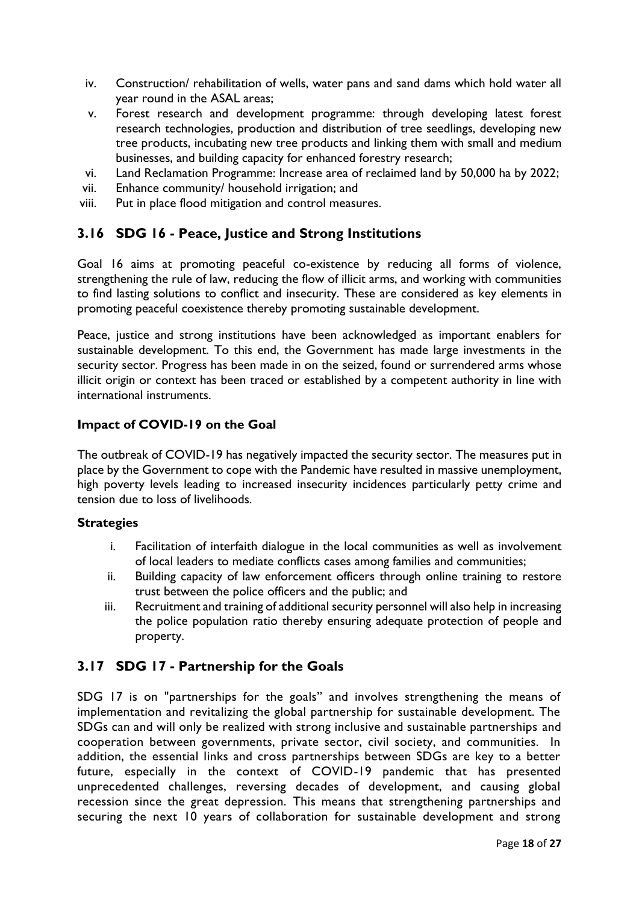iv. Construction/ rehabilitation of wells, water pans and sand dams which hold water all year round in the ASAL areas;
v. Forest research and development programme: through developing latest forest research technologies, production and distribution of tree seedlings, developing new tree products, incubating new tree products and linking them with small and medium businesses, and building capacity for enhanced forestry research;
vi. Land Reclamation Programme: Increase area of reclaimed land by 50,000 ha by 2022;
vii. Enhance community/ household irrigation; and
viii. Put in place flood mitigation and control measures.

## 3.16 SDG 16 - Peace, Justice and Strong Institutions

Goal 16 aims at promoting peaceful co-existence by reducing all forms of violence, strengthening the rule of law, reducing the flow of illicit arms, and working with communities to find lasting solutions to conflict and insecurity. These are considered as key elements in promoting peaceful coexistence thereby promoting sustainable development.

Peace, justice and strong institutions have been acknowledged as important enablers for sustainable development. To this end, the Government has made large investments in the security sector. Progress has been made in on the seized, found or surrendered arms whose illicit origin or context has been traced or established by a competent authority in line with international instruments.

### Impact of COVID-19 on the Goal

The outbreak of COVID-19 has negatively impacted the security sector. The measures put in place by the Government to cope with the Pandemic have resulted in massive unemployment, high poverty levels leading to increased insecurity incidences particularly petty crime and tension due to loss of livelihoods.

### Strategies

i. Facilitation of interfaith dialogue in the local communities as well as involvement of local leaders to mediate conflicts cases among families and communities;
ii. Building capacity of law enforcement officers through online training to restore trust between the police officers and the public; and
iii. Recruitment and training of additional security personnel will also help in increasing the police population ratio thereby ensuring adequate protection of people and property.

## 3.17 SDG 17 - Partnership for the Goals

SDG 17 is on "partnerships for the goals" and involves strengthening the means of implementation and revitalizing the global partnership for sustainable development. The SDGs can and will only be realized with strong inclusive and sustainable partnerships and cooperation between governments, private sector, civil society, and communities. In addition, the essential links and cross partnerships between SDGs are key to a better future, especially in the context of COVID-19 pandemic that has presented unprecedented challenges, reversing decades of development, and causing global recession since the great depression. This means that strengthening partnerships and securing the next 10 years of collaboration for sustainable development and strong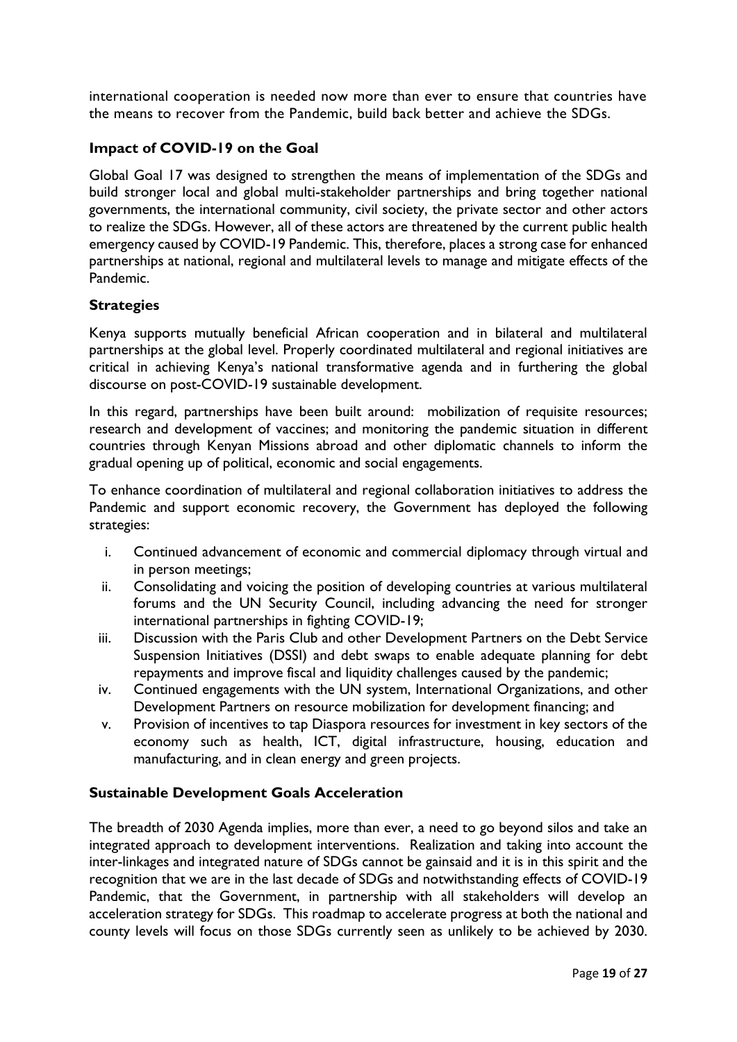international cooperation is needed now more than ever to ensure that countries have the means to recover from the Pandemic, build back better and achieve the SDGs.

### Impact of COVID-19 on the Goal

Global Goal 17 was designed to strengthen the means of implementation of the SDGs and build stronger local and global multi-stakeholder partnerships and bring together national governments, the international community, civil society, the private sector and other actors to realize the SDGs. However, all of these actors are threatened by the current public health emergency caused by COVID-19 Pandemic. This, therefore, places a strong case for enhanced partnerships at national, regional and multilateral levels to manage and mitigate effects of the Pandemic.

### Strategies

Kenya supports mutually beneficial African cooperation and in bilateral and multilateral partnerships at the global level. Properly coordinated multilateral and regional initiatives are critical in achieving Kenya's national transformative agenda and in furthering the global discourse on post-COVID-19 sustainable development.

In this regard, partnerships have been built around: mobilization of requisite resources; research and development of vaccines; and monitoring the pandemic situation in different countries through Kenyan Missions abroad and other diplomatic channels to inform the gradual opening up of political, economic and social engagements.

To enhance coordination of multilateral and regional collaboration initiatives to address the Pandemic and support economic recovery, the Government has deployed the following strategies:

i. Continued advancement of economic and commercial diplomacy through virtual and in person meetings;
ii. Consolidating and voicing the position of developing countries at various multilateral forums and the UN Security Council, including advancing the need for stronger international partnerships in fighting COVID-19;
iii. Discussion with the Paris Club and other Development Partners on the Debt Service Suspension Initiatives (DSSI) and debt swaps to enable adequate planning for debt repayments and improve fiscal and liquidity challenges caused by the pandemic;
iv. Continued engagements with the UN system, International Organizations, and other Development Partners on resource mobilization for development financing; and
v. Provision of incentives to tap Diaspora resources for investment in key sectors of the economy such as health, ICT, digital infrastructure, housing, education and manufacturing, and in clean energy and green projects.

### Sustainable Development Goals Acceleration

The breadth of 2030 Agenda implies, more than ever, a need to go beyond silos and take an integrated approach to development interventions. Realization and taking into account the inter-linkages and integrated nature of SDGs cannot be gainsaid and it is in this spirit and the recognition that we are in the last decade of SDGs and notwithstanding effects of COVID-19 Pandemic, that the Government, in partnership with all stakeholders will develop an acceleration strategy for SDGs. This roadmap to accelerate progress at both the national and county levels will focus on those SDGs currently seen as unlikely to be achieved by 2030.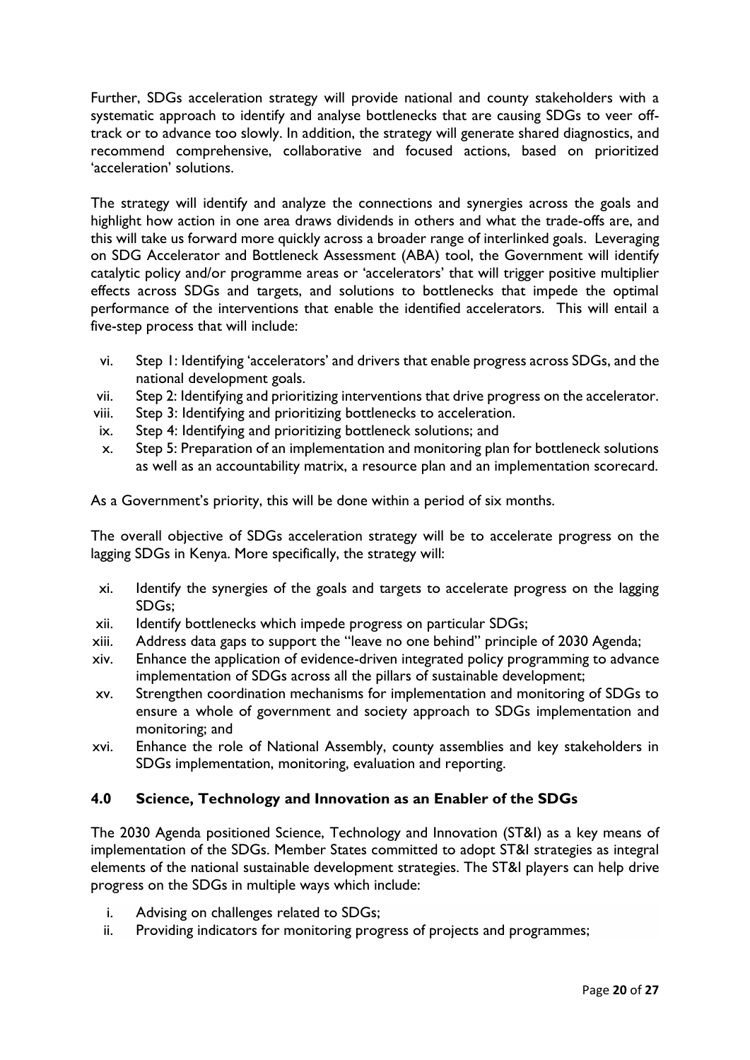Further, SDGs acceleration strategy will provide national and county stakeholders with a systematic approach to identify and analyse bottlenecks that are causing SDGs to veer off-track or to advance too slowly. In addition, the strategy will generate shared diagnostics, and recommend comprehensive, collaborative and focused actions, based on prioritized 'acceleration' solutions.

The strategy will identify and analyze the connections and synergies across the goals and highlight how action in one area draws dividends in others and what the trade-offs are, and this will take us forward more quickly across a broader range of interlinked goals. Leveraging on SDG Accelerator and Bottleneck Assessment (ABA) tool, the Government will identify catalytic policy and/or programme areas or 'accelerators' that will trigger positive multiplier effects across SDGs and targets, and solutions to bottlenecks that impede the optimal performance of the interventions that enable the identified accelerators. This will entail a five-step process that will include:

vi. Step 1: Identifying 'accelerators' and drivers that enable progress across SDGs, and the national development goals.
vii. Step 2: Identifying and prioritizing interventions that drive progress on the accelerator.
viii. Step 3: Identifying and prioritizing bottlenecks to acceleration.
ix. Step 4: Identifying and prioritizing bottleneck solutions; and
x. Step 5: Preparation of an implementation and monitoring plan for bottleneck solutions as well as an accountability matrix, a resource plan and an implementation scorecard.

As a Government's priority, this will be done within a period of six months.

The overall objective of SDGs acceleration strategy will be to accelerate progress on the lagging SDGs in Kenya. More specifically, the strategy will:

xi. Identify the synergies of the goals and targets to accelerate progress on the lagging SDGs;
xii. Identify bottlenecks which impede progress on particular SDGs;
xiii. Address data gaps to support the "leave no one behind" principle of 2030 Agenda;
xiv. Enhance the application of evidence-driven integrated policy programming to advance implementation of SDGs across all the pillars of sustainable development;
xv. Strengthen coordination mechanisms for implementation and monitoring of SDGs to ensure a whole of government and society approach to SDGs implementation and monitoring; and
xvi. Enhance the role of National Assembly, county assemblies and key stakeholders in SDGs implementation, monitoring, evaluation and reporting.

## 4.0 Science, Technology and Innovation as an Enabler of the SDGs

The 2030 Agenda positioned Science, Technology and Innovation (ST&I) as a key means of implementation of the SDGs. Member States committed to adopt ST&I strategies as integral elements of the national sustainable development strategies. The ST&I players can help drive progress on the SDGs in multiple ways which include:

i. Advising on challenges related to SDGs;
ii. Providing indicators for monitoring progress of projects and programmes;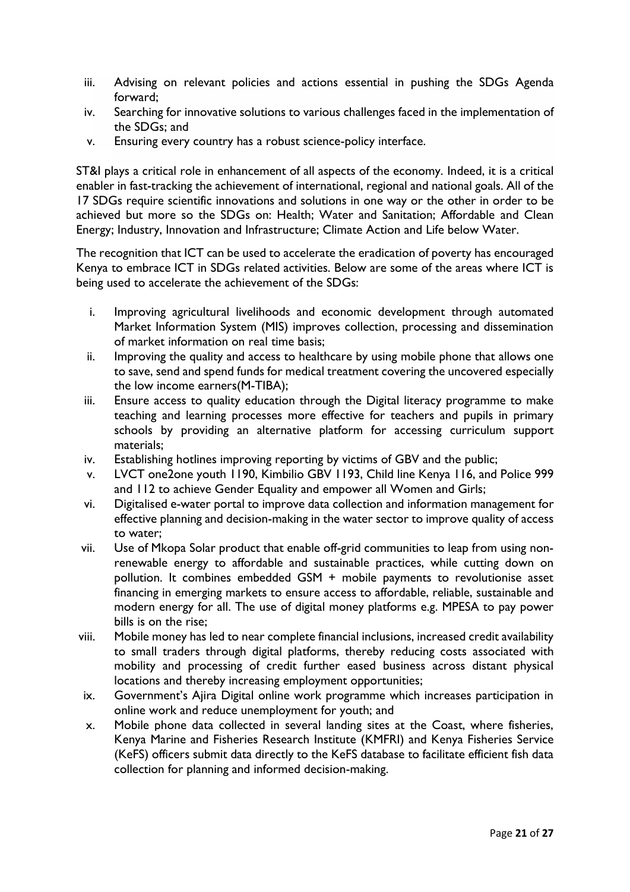iii. Advising on relevant policies and actions essential in pushing the SDGs Agenda forward;
iv. Searching for innovative solutions to various challenges faced in the implementation of the SDGs; and
v. Ensuring every country has a robust science-policy interface.

ST&I plays a critical role in enhancement of all aspects of the economy. Indeed, it is a critical enabler in fast-tracking the achievement of international, regional and national goals. All of the 17 SDGs require scientific innovations and solutions in one way or the other in order to be achieved but more so the SDGs on: Health; Water and Sanitation; Affordable and Clean Energy; Industry, Innovation and Infrastructure; Climate Action and Life below Water.

The recognition that ICT can be used to accelerate the eradication of poverty has encouraged Kenya to embrace ICT in SDGs related activities. Below are some of the areas where ICT is being used to accelerate the achievement of the SDGs:

i. Improving agricultural livelihoods and economic development through automated Market Information System (MIS) improves collection, processing and dissemination of market information on real time basis;
ii. Improving the quality and access to healthcare by using mobile phone that allows one to save, send and spend funds for medical treatment covering the uncovered especially the low income earners(M-TIBA);
iii. Ensure access to quality education through the Digital literacy programme to make teaching and learning processes more effective for teachers and pupils in primary schools by providing an alternative platform for accessing curriculum support materials;
iv. Establishing hotlines improving reporting by victims of GBV and the public;
v. LVCT one2one youth 1190, Kimbilio GBV 1193, Child line Kenya 116, and Police 999 and 112 to achieve Gender Equality and empower all Women and Girls;
vi. Digitalised e-water portal to improve data collection and information management for effective planning and decision-making in the water sector to improve quality of access to water;
vii. Use of Mkopa Solar product that enable off-grid communities to leap from using non-renewable energy to affordable and sustainable practices, while cutting down on pollution. It combines embedded GSM + mobile payments to revolutionise asset financing in emerging markets to ensure access to affordable, reliable, sustainable and modern energy for all. The use of digital money platforms e.g. MPESA to pay power bills is on the rise;
viii. Mobile money has led to near complete financial inclusions, increased credit availability to small traders through digital platforms, thereby reducing costs associated with mobility and processing of credit further eased business across distant physical locations and thereby increasing employment opportunities;
ix. Government's Ajira Digital online work programme which increases participation in online work and reduce unemployment for youth; and
x. Mobile phone data collected in several landing sites at the Coast, where fisheries, Kenya Marine and Fisheries Research Institute (KMFRI) and Kenya Fisheries Service (KeFS) officers submit data directly to the KeFS database to facilitate efficient fish data collection for planning and informed decision-making.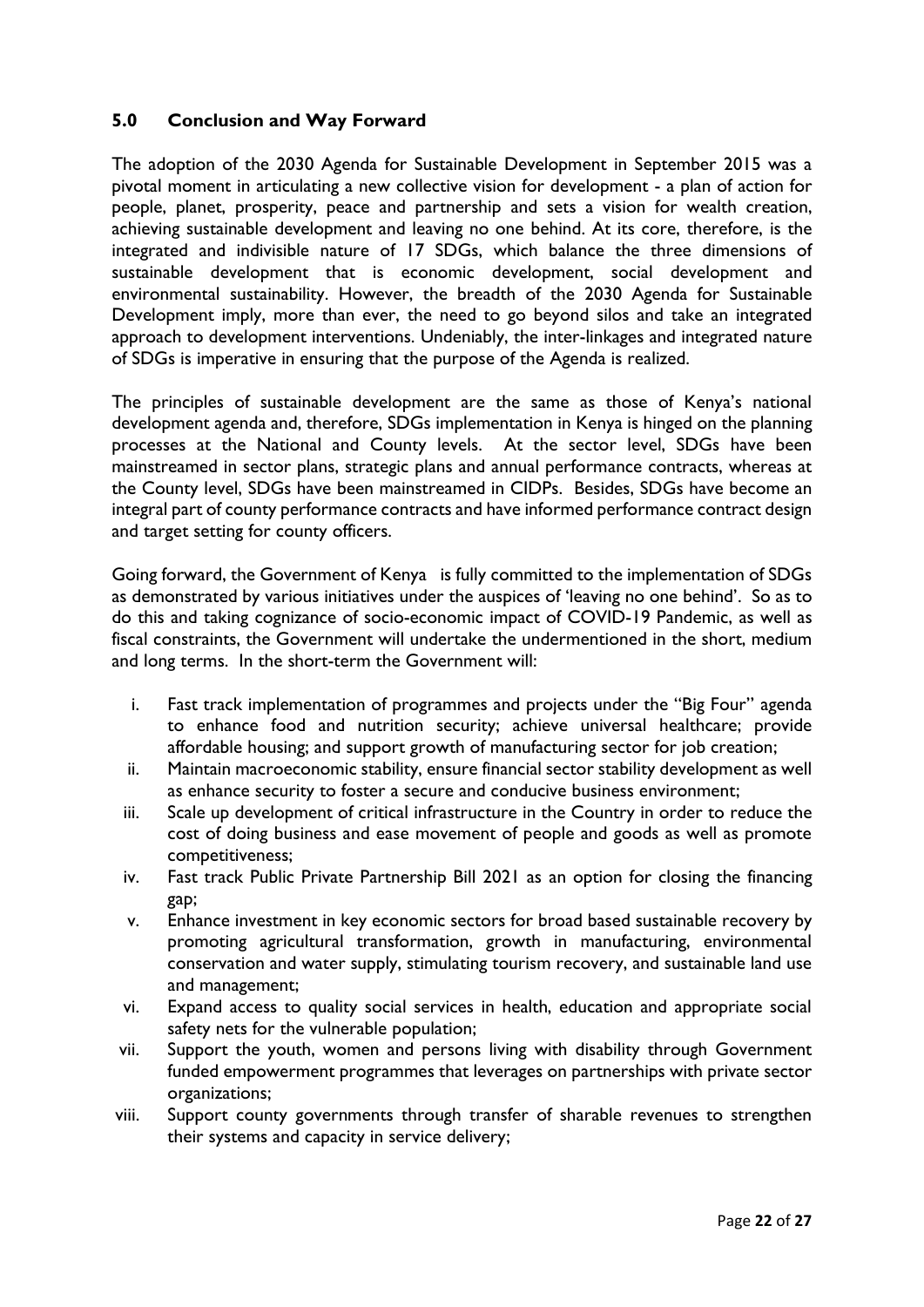## 5.0 Conclusion and Way Forward

The adoption of the 2030 Agenda for Sustainable Development in September 2015 was a pivotal moment in articulating a new collective vision for development - a plan of action for people, planet, prosperity, peace and partnership and sets a vision for wealth creation, achieving sustainable development and leaving no one behind. At its core, therefore, is the integrated and indivisible nature of 17 SDGs, which balance the three dimensions of sustainable development that is economic development, social development and environmental sustainability. However, the breadth of the 2030 Agenda for Sustainable Development imply, more than ever, the need to go beyond silos and take an integrated approach to development interventions. Undeniably, the inter-linkages and integrated nature of SDGs is imperative in ensuring that the purpose of the Agenda is realized.

The principles of sustainable development are the same as those of Kenya's national development agenda and, therefore, SDGs implementation in Kenya is hinged on the planning processes at the National and County levels. At the sector level, SDGs have been mainstreamed in sector plans, strategic plans and annual performance contracts, whereas at the County level, SDGs have been mainstreamed in CIDPs. Besides, SDGs have become an integral part of county performance contracts and have informed performance contract design and target setting for county officers.

Going forward, the Government of Kenya is fully committed to the implementation of SDGs as demonstrated by various initiatives under the auspices of 'leaving no one behind'. So as to do this and taking cognizance of socio-economic impact of COVID-19 Pandemic, as well as fiscal constraints, the Government will undertake the undermentioned in the short, medium and long terms. In the short-term the Government will:

i. Fast track implementation of programmes and projects under the "Big Four" agenda to enhance food and nutrition security; achieve universal healthcare; provide affordable housing; and support growth of manufacturing sector for job creation;
ii. Maintain macroeconomic stability, ensure financial sector stability development as well as enhance security to foster a secure and conducive business environment;
iii. Scale up development of critical infrastructure in the Country in order to reduce the cost of doing business and ease movement of people and goods as well as promote competitiveness;
iv. Fast track Public Private Partnership Bill 2021 as an option for closing the financing gap;
v. Enhance investment in key economic sectors for broad based sustainable recovery by promoting agricultural transformation, growth in manufacturing, environmental conservation and water supply, stimulating tourism recovery, and sustainable land use and management;
vi. Expand access to quality social services in health, education and appropriate social safety nets for the vulnerable population;
vii. Support the youth, women and persons living with disability through Government funded empowerment programmes that leverages on partnerships with private sector organizations;
viii. Support county governments through transfer of sharable revenues to strengthen their systems and capacity in service delivery;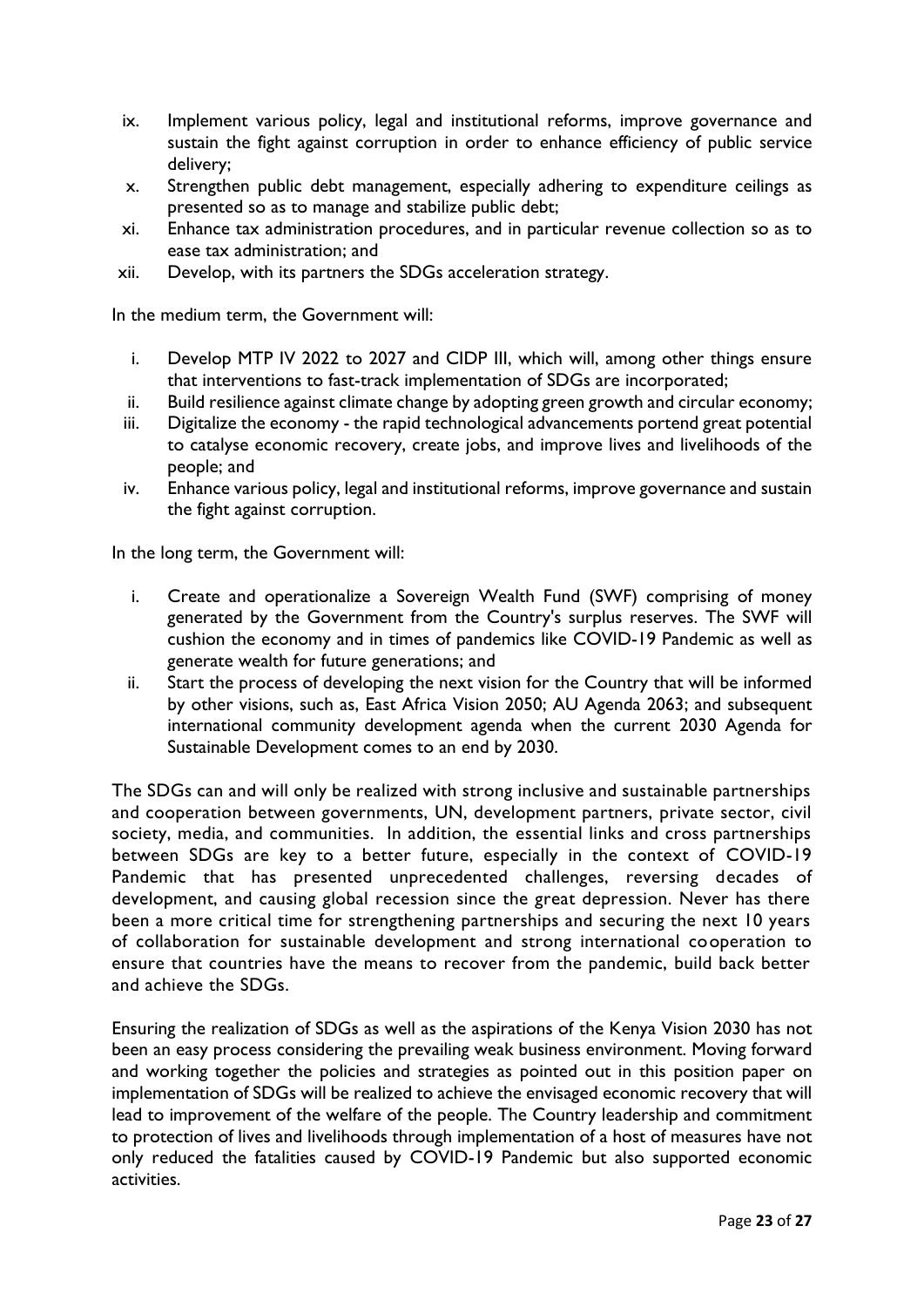ix. Implement various policy, legal and institutional reforms, improve governance and sustain the fight against corruption in order to enhance efficiency of public service delivery;
x. Strengthen public debt management, especially adhering to expenditure ceilings as presented so as to manage and stabilize public debt;
xi. Enhance tax administration procedures, and in particular revenue collection so as to ease tax administration; and
xii. Develop, with its partners the SDGs acceleration strategy.

In the medium term, the Government will:

i. Develop MTP IV 2022 to 2027 and CIDP III, which will, among other things ensure that interventions to fast-track implementation of SDGs are incorporated;
ii. Build resilience against climate change by adopting green growth and circular economy;
iii. Digitalize the economy - the rapid technological advancements portend great potential to catalyse economic recovery, create jobs, and improve lives and livelihoods of the people; and
iv. Enhance various policy, legal and institutional reforms, improve governance and sustain the fight against corruption.

In the long term, the Government will:

i. Create and operationalize a Sovereign Wealth Fund (SWF) comprising of money generated by the Government from the Country's surplus reserves. The SWF will cushion the economy and in times of pandemics like COVID-19 Pandemic as well as generate wealth for future generations; and
ii. Start the process of developing the next vision for the Country that will be informed by other visions, such as, East Africa Vision 2050; AU Agenda 2063; and subsequent international community development agenda when the current 2030 Agenda for Sustainable Development comes to an end by 2030.

The SDGs can and will only be realized with strong inclusive and sustainable partnerships and cooperation between governments, UN, development partners, private sector, civil society, media, and communities. In addition, the essential links and cross partnerships between SDGs are key to a better future, especially in the context of COVID-19 Pandemic that has presented unprecedented challenges, reversing decades of development, and causing global recession since the great depression. Never has there been a more critical time for strengthening partnerships and securing the next 10 years of collaboration for sustainable development and strong international cooperation to ensure that countries have the means to recover from the pandemic, build back better and achieve the SDGs.

Ensuring the realization of SDGs as well as the aspirations of the Kenya Vision 2030 has not been an easy process considering the prevailing weak business environment. Moving forward and working together the policies and strategies as pointed out in this position paper on implementation of SDGs will be realized to achieve the envisaged economic recovery that will lead to improvement of the welfare of the people. The Country leadership and commitment to protection of lives and livelihoods through implementation of a host of measures have not only reduced the fatalities caused by COVID-19 Pandemic but also supported economic activities.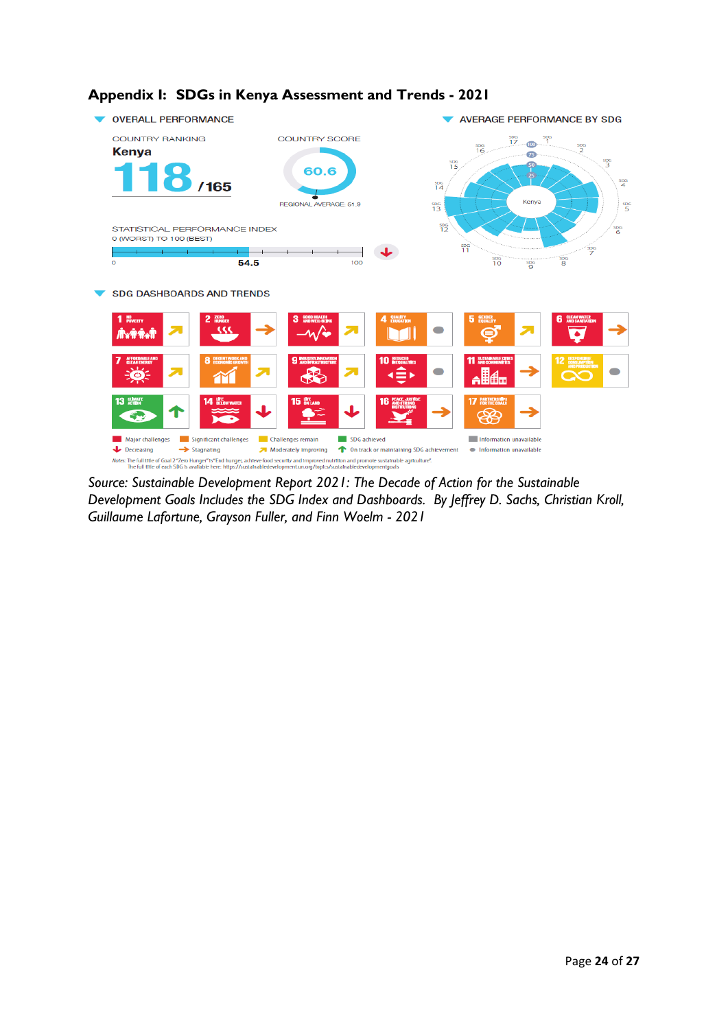## Appendix I: SDGs in Kenya Assessment and Trends - 2021

OVERALL PERFORMANCE

COUNTRY RANKING

**Kenya**

**118** /165

COUNTRY SCORE

60.6

REGIONAL AVERAGE: 51.9

STATISTICAL PERFORMANCE INDEX

0 (WORST) TO 100 (BEST)

0 54.5 100

AVERAGE PERFORMANCE BY SDG

SDG 17, SDG 1, SDG 2, SDG 3, SDG 4, SDG 5, SDG 6, SDG 7, SDG 8, SDG 9, SDG 10, SDG 11, SDG 12, SDG 13, SDG 14, SDG 15, SDG 16

100, 75, 50, 25

Kenya

SDG DASHBOARDS AND TRENDS

1 NO POVERTY
2 ZERO HUNGER
3 GOOD HEALTH AND WELL-BEING
4 QUALITY EDUCATION
5 GENDER EQUALITY
6 CLEAN WATER AND SANITATION
7 AFFORDABLE AND CLEAN ENERGY
8 DECENT WORK AND ECONOMIC GROWTH
9 INDUSTRY, INNOVATION AND INFRASTRUCTURE
10 REDUCED INEQUALITIES
11 SUSTAINABLE CITIES AND COMMUNITIES
12 RESPONSIBLE CONSUMPTION AND PRODUCTION
13 CLIMATE ACTION
14 LIFE BELOW WATER
15 LIFE ON LAND
16 PEACE, JUSTICE AND STRONG INSTITUTIONS
17 PARTNERSHIPS FOR THE GOALS

Major challenges — Significant challenges — Challenges remain — SDG achieved — Information unavailable

Decreasing — Stagnating — Moderately improving — On track or maintaining SDG achievement — Information unavailable

Notes: The full title of Goal 2 "Zero Hunger" is "End hunger, achieve food security and improved nutrition and promote sustainable agriculture".
The full title of each SDG is available here: https://sustainabledevelopment.un.org/topics/sustainabledevelopmentgoals

*Source: Sustainable Development Report 2021: The Decade of Action for the Sustainable Development Goals Includes the SDG Index and Dashboards. By Jeffrey D. Sachs, Christian Kroll, Guillaume Lafortune, Grayson Fuller, and Finn Woelm - 2021*